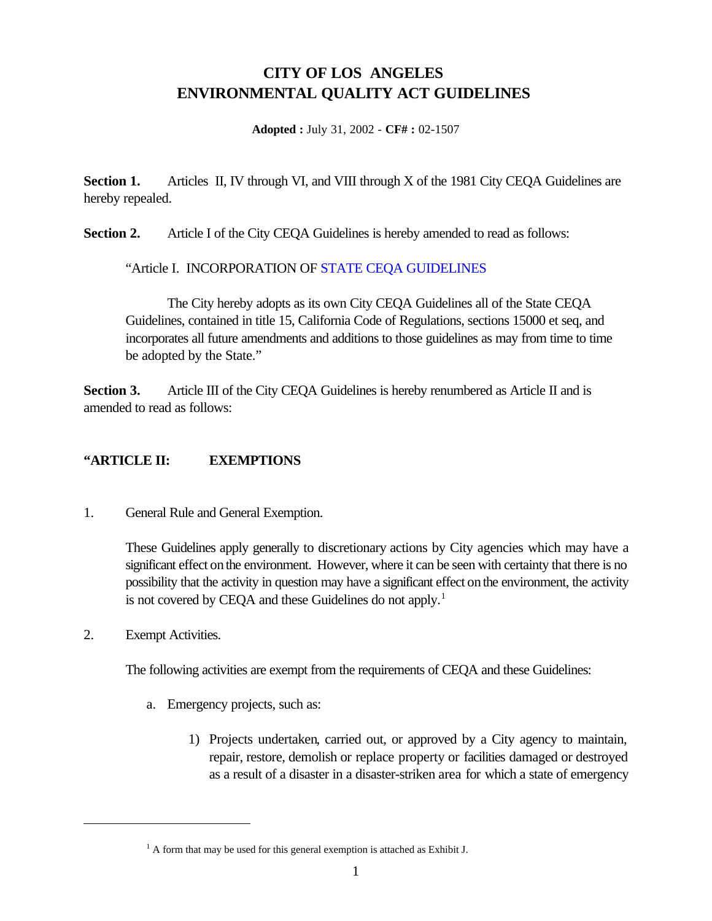# CITY OF LOS ANGELES
# ENVIRONMENTAL QUALITY ACT GUIDELINES

**Adopted :** July 31, 2002 - **CF# :** 02-1507

**Section 1.** Articles II, IV through VI, and VIII through X of the 1981 City CEQA Guidelines are hereby repealed.

**Section 2.** Article I of the City CEQA Guidelines is hereby amended to read as follows:

> "Article I. INCORPORATION OF STATE CEQA GUIDELINES
>
> The City hereby adopts as its own City CEQA Guidelines all of the State CEQA Guidelines, contained in title 15, California Code of Regulations, sections 15000 et seq, and incorporates all future amendments and additions to those guidelines as may from time to time be adopted by the State."

**Section 3.** Article III of the City CEQA Guidelines is hereby renumbered as Article II and is amended to read as follows:

## "ARTICLE II: EXEMPTIONS

1. General Rule and General Exemption.

   These Guidelines apply generally to discretionary actions by City agencies which may have a significant effect on the environment. However, where it can be seen with certainty that there is no possibility that the activity in question may have a significant effect on the environment, the activity is not covered by CEQA and these Guidelines do not apply.[1]

2. Exempt Activities.

   The following activities are exempt from the requirements of CEQA and these Guidelines:

   a. Emergency projects, such as:

      1) Projects undertaken, carried out, or approved by a City agency to maintain, repair, restore, demolish or replace property or facilities damaged or destroyed as a result of a disaster in a disaster-striken area for which a state of emergency

---

[1] A form that may be used for this general exemption is attached as Exhibit J.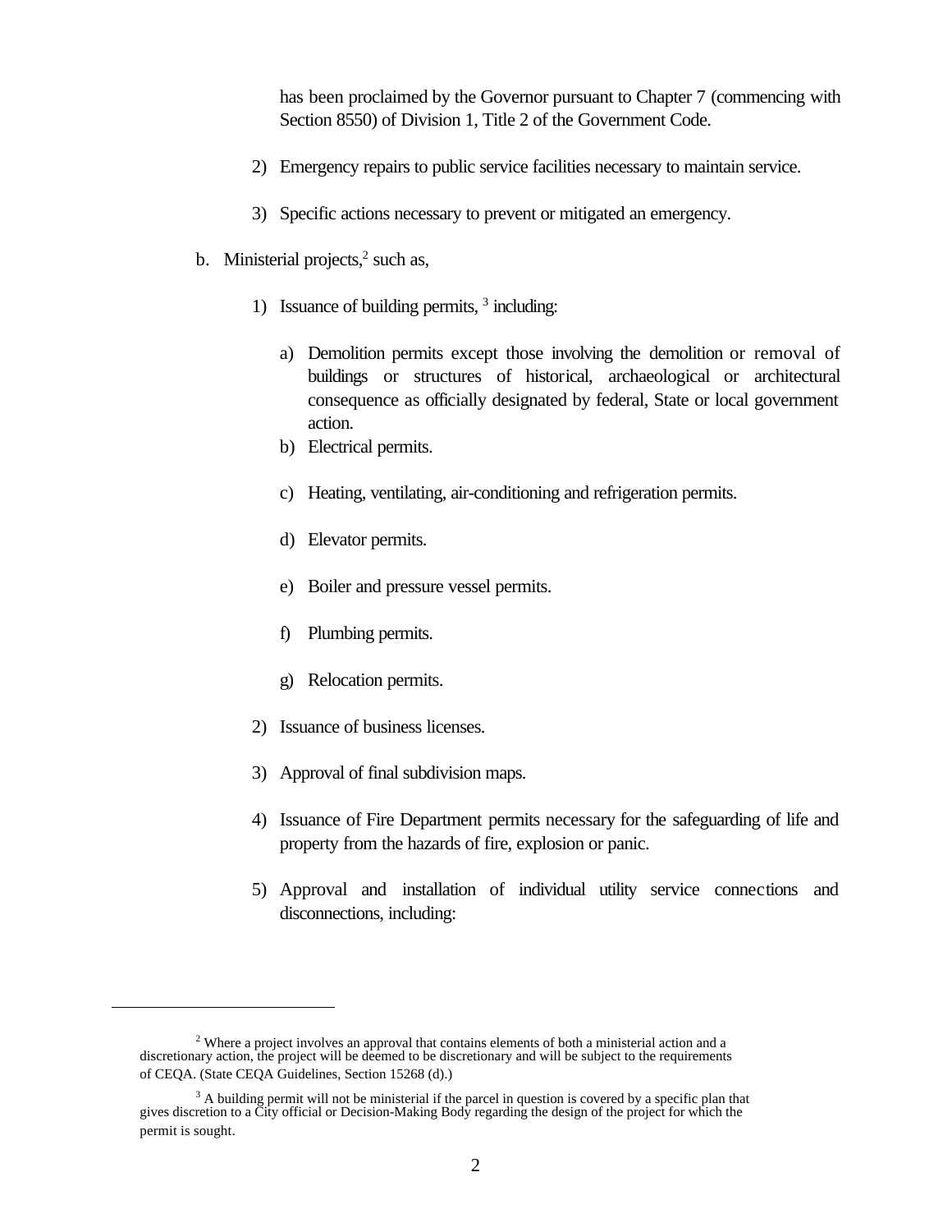has been proclaimed by the Governor pursuant to Chapter 7 (commencing with Section 8550) of Division 1, Title 2 of the Government Code.

2) Emergency repairs to public service facilities necessary to maintain service.

3) Specific actions necessary to prevent or mitigated an emergency.

b. Ministerial projects,[2] such as,

1) Issuance of building permits, [3] including:

a) Demolition permits except those involving the demolition or removal of buildings or structures of historical, archaeological or architectural consequence as officially designated by federal, State or local government action.

b) Electrical permits.

c) Heating, ventilating, air-conditioning and refrigeration permits.

d) Elevator permits.

e) Boiler and pressure vessel permits.

f) Plumbing permits.

g) Relocation permits.

2) Issuance of business licenses.

3) Approval of final subdivision maps.

4) Issuance of Fire Department permits necessary for the safeguarding of life and property from the hazards of fire, explosion or panic.

5) Approval and installation of individual utility service connections and disconnections, including:

---

[2] Where a project involves an approval that contains elements of both a ministerial action and a discretionary action, the project will be deemed to be discretionary and will be subject to the requirements of CEQA. (State CEQA Guidelines, Section 15268 (d).)

[3] A building permit will not be ministerial if the parcel in question is covered by a specific plan that gives discretion to a City official or Decision-Making Body regarding the design of the project for which the permit is sought.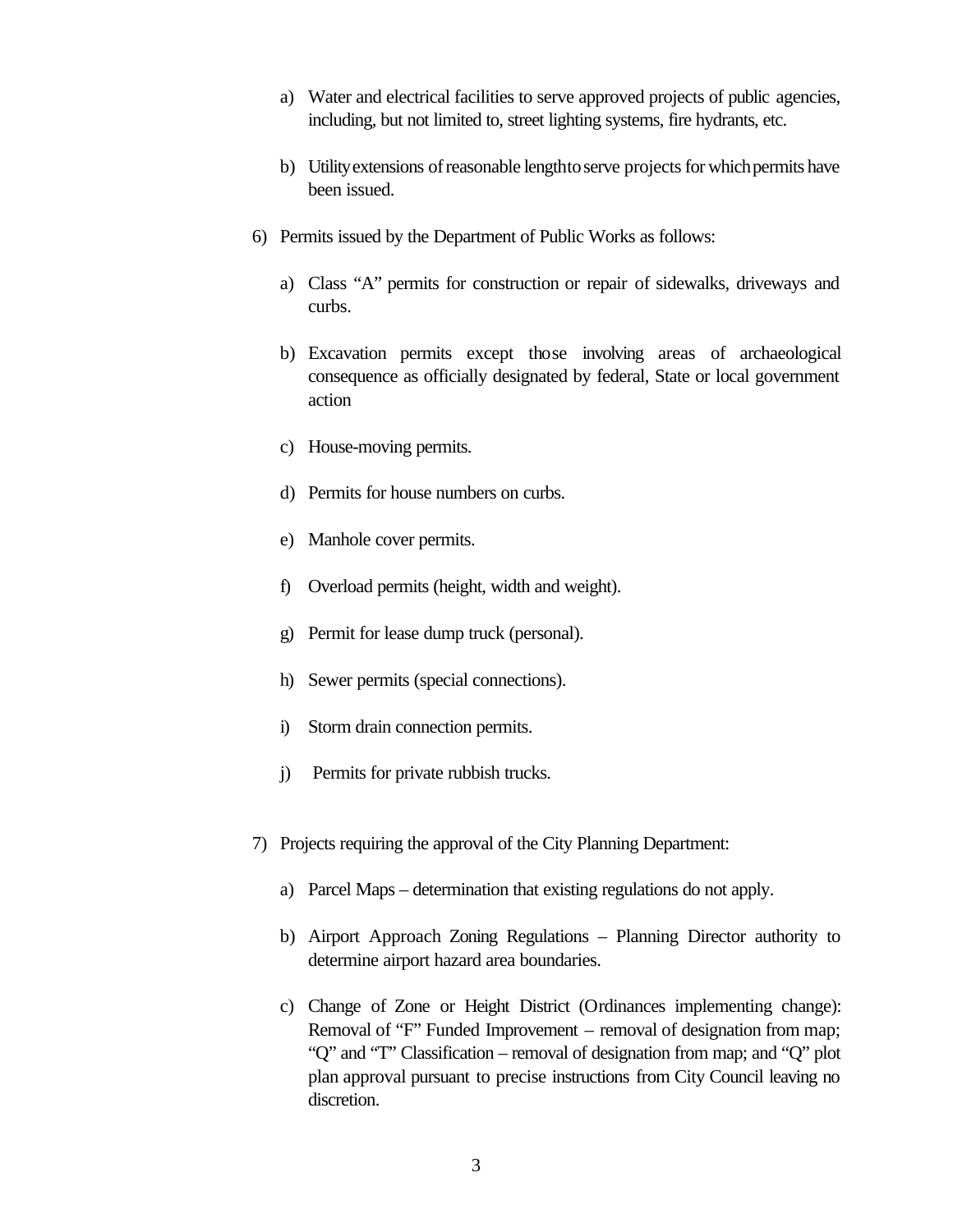a) Water and electrical facilities to serve approved projects of public agencies, including, but not limited to, street lighting systems, fire hydrants, etc.

   b) Utility extensions of reasonable length to serve projects for which permits have been issued.

6) Permits issued by the Department of Public Works as follows:

   a) Class "A" permits for construction or repair of sidewalks, driveways and curbs.

   b) Excavation permits except those involving areas of archaeological consequence as officially designated by federal, State or local government action

   c) House-moving permits.

   d) Permits for house numbers on curbs.

   e) Manhole cover permits.

   f) Overload permits (height, width and weight).

   g) Permit for lease dump truck (personal).

   h) Sewer permits (special connections).

   i) Storm drain connection permits.

   j) Permits for private rubbish trucks.

7) Projects requiring the approval of the City Planning Department:

   a) Parcel Maps – determination that existing regulations do not apply.

   b) Airport Approach Zoning Regulations – Planning Director authority to determine airport hazard area boundaries.

   c) Change of Zone or Height District (Ordinances implementing change): Removal of "F" Funded Improvement – removal of designation from map; "Q" and "T" Classification – removal of designation from map; and "Q" plot plan approval pursuant to precise instructions from City Council leaving no discretion.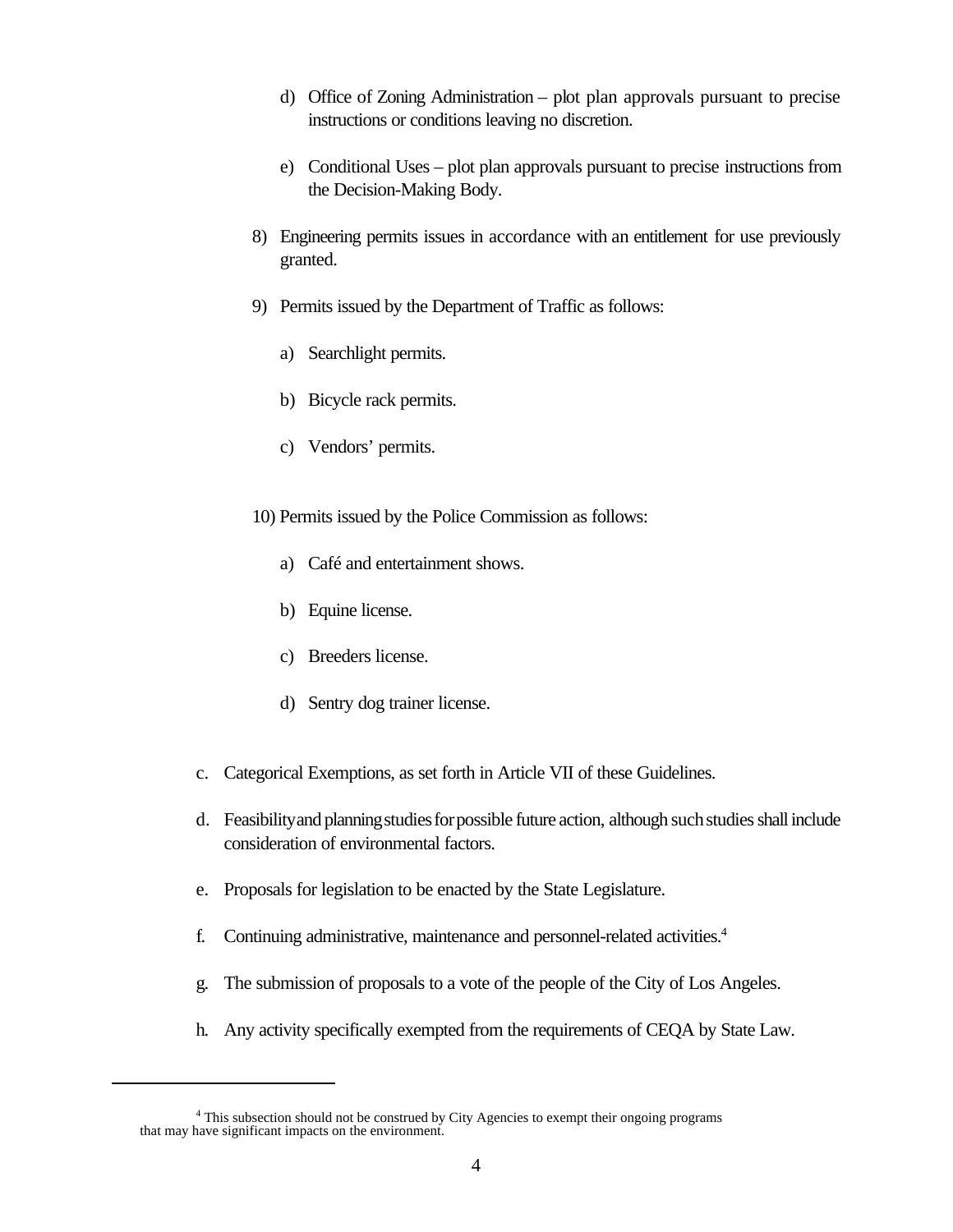d) Office of Zoning Administration – plot plan approvals pursuant to precise instructions or conditions leaving no discretion.

e) Conditional Uses – plot plan approvals pursuant to precise instructions from the Decision-Making Body.

8) Engineering permits issues in accordance with an entitlement for use previously granted.

9) Permits issued by the Department of Traffic as follows:

a) Searchlight permits.

b) Bicycle rack permits.

c) Vendors' permits.

10) Permits issued by the Police Commission as follows:

a) Café and entertainment shows.

b) Equine license.

c) Breeders license.

d) Sentry dog trainer license.

c. Categorical Exemptions, as set forth in Article VII of these Guidelines.

d. Feasibility and planning studies for possible future action, although such studies shall include consideration of environmental factors.

e. Proposals for legislation to be enacted by the State Legislature.

f. Continuing administrative, maintenance and personnel-related activities.[4]

g. The submission of proposals to a vote of the people of the City of Los Angeles.

h. Any activity specifically exempted from the requirements of CEQA by State Law.

---

[4] This subsection should not be construed by City Agencies to exempt their ongoing programs that may have significant impacts on the environment.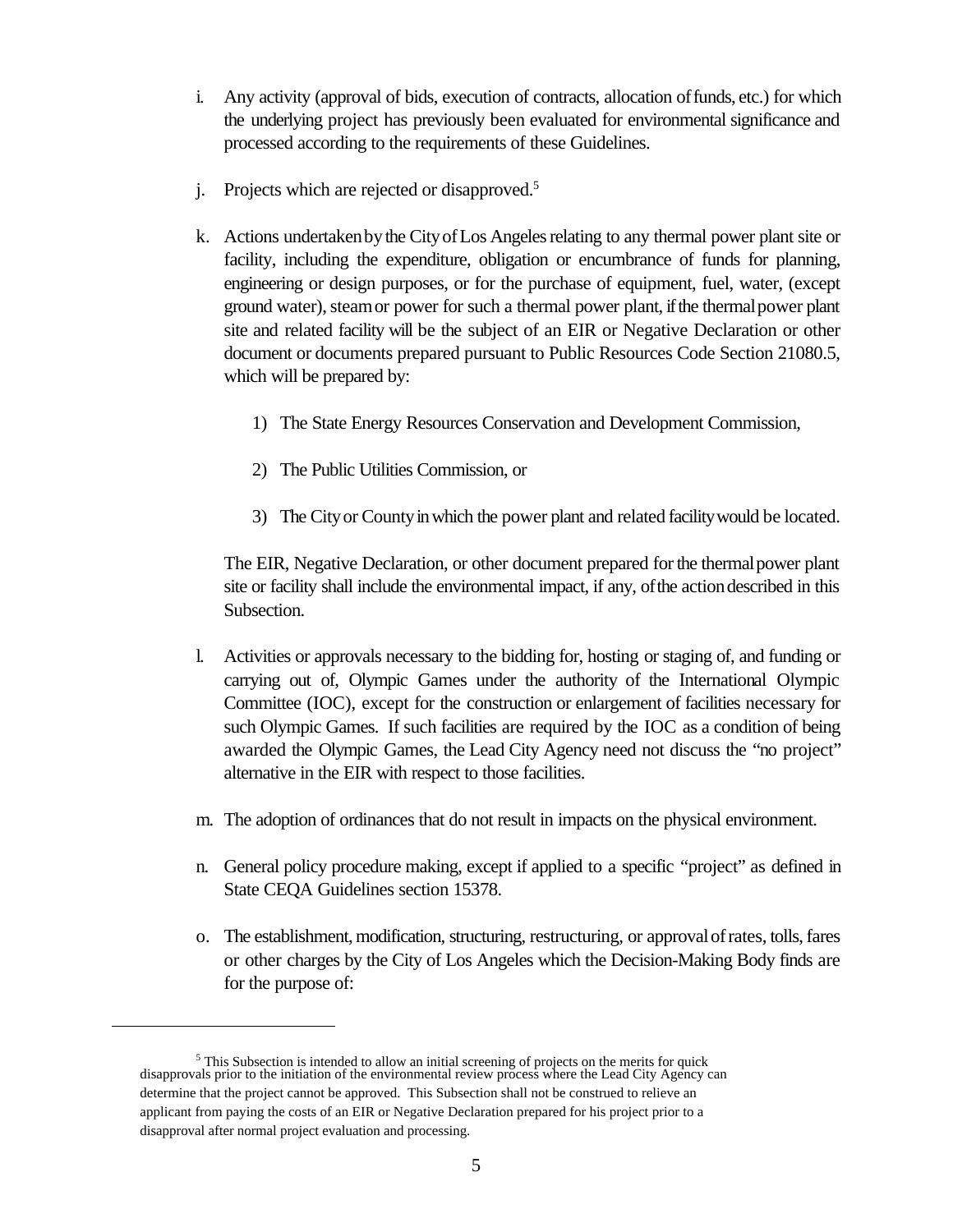i. Any activity (approval of bids, execution of contracts, allocation of funds, etc.) for which the underlying project has previously been evaluated for environmental significance and processed according to the requirements of these Guidelines.

j. Projects which are rejected or disapproved.[5]

k. Actions undertaken by the City of Los Angeles relating to any thermal power plant site or facility, including the expenditure, obligation or encumbrance of funds for planning, engineering or design purposes, or for the purchase of equipment, fuel, water, (except ground water), steam or power for such a thermal power plant, if the thermal power plant site and related facility will be the subject of an EIR or Negative Declaration or other document or documents prepared pursuant to Public Resources Code Section 21080.5, which will be prepared by:

   1) The State Energy Resources Conservation and Development Commission,

   2) The Public Utilities Commission, or

   3) The City or County in which the power plant and related facility would be located.

   The EIR, Negative Declaration, or other document prepared for the thermal power plant site or facility shall include the environmental impact, if any, of the action described in this Subsection.

l. Activities or approvals necessary to the bidding for, hosting or staging of, and funding or carrying out of, Olympic Games under the authority of the International Olympic Committee (IOC), except for the construction or enlargement of facilities necessary for such Olympic Games. If such facilities are required by the IOC as a condition of being awarded the Olympic Games, the Lead City Agency need not discuss the "no project" alternative in the EIR with respect to those facilities.

m. The adoption of ordinances that do not result in impacts on the physical environment.

n. General policy procedure making, except if applied to a specific "project" as defined in State CEQA Guidelines section 15378.

o. The establishment, modification, structuring, restructuring, or approval of rates, tolls, fares or other charges by the City of Los Angeles which the Decision-Making Body finds are for the purpose of:

---

[5] This Subsection is intended to allow an initial screening of projects on the merits for quick disapprovals prior to the initiation of the environmental review process where the Lead City Agency can determine that the project cannot be approved. This Subsection shall not be construed to relieve an applicant from paying the costs of an EIR or Negative Declaration prepared for his project prior to a disapproval after normal project evaluation and processing.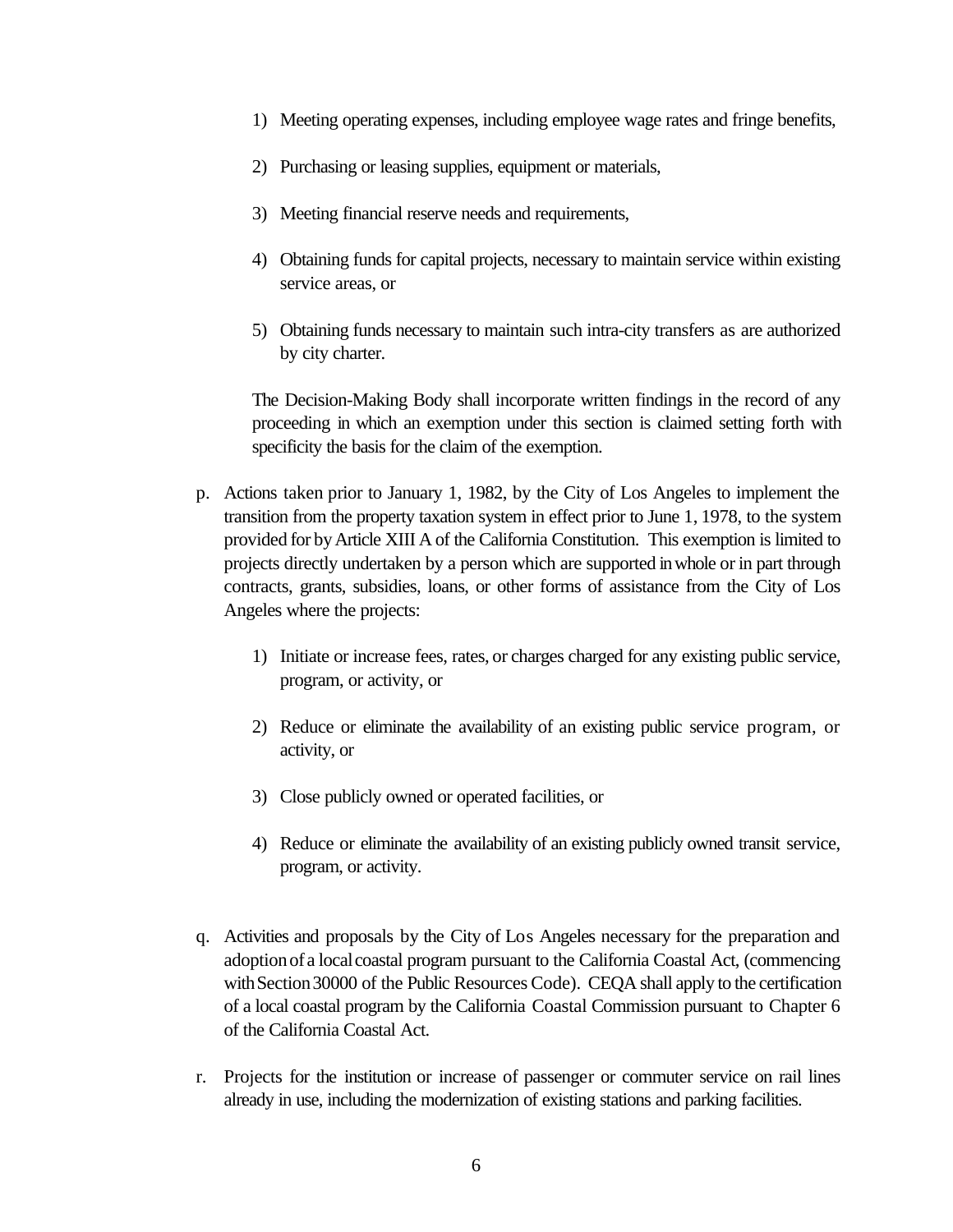1) Meeting operating expenses, including employee wage rates and fringe benefits,

2) Purchasing or leasing supplies, equipment or materials,

3) Meeting financial reserve needs and requirements,

4) Obtaining funds for capital projects, necessary to maintain service within existing service areas, or

5) Obtaining funds necessary to maintain such intra-city transfers as are authorized by city charter.

The Decision-Making Body shall incorporate written findings in the record of any proceeding in which an exemption under this section is claimed setting forth with specificity the basis for the claim of the exemption.

p. Actions taken prior to January 1, 1982, by the City of Los Angeles to implement the transition from the property taxation system in effect prior to June 1, 1978, to the system provided for by Article XIII A of the California Constitution. This exemption is limited to projects directly undertaken by a person which are supported in whole or in part through contracts, grants, subsidies, loans, or other forms of assistance from the City of Los Angeles where the projects:

   1) Initiate or increase fees, rates, or charges charged for any existing public service, program, or activity, or

   2) Reduce or eliminate the availability of an existing public service program, or activity, or

   3) Close publicly owned or operated facilities, or

   4) Reduce or eliminate the availability of an existing publicly owned transit service, program, or activity.

q. Activities and proposals by the City of Los Angeles necessary for the preparation and adoption of a local coastal program pursuant to the California Coastal Act, (commencing with Section 30000 of the Public Resources Code). CEQA shall apply to the certification of a local coastal program by the California Coastal Commission pursuant to Chapter 6 of the California Coastal Act.

r. Projects for the institution or increase of passenger or commuter service on rail lines already in use, including the modernization of existing stations and parking facilities.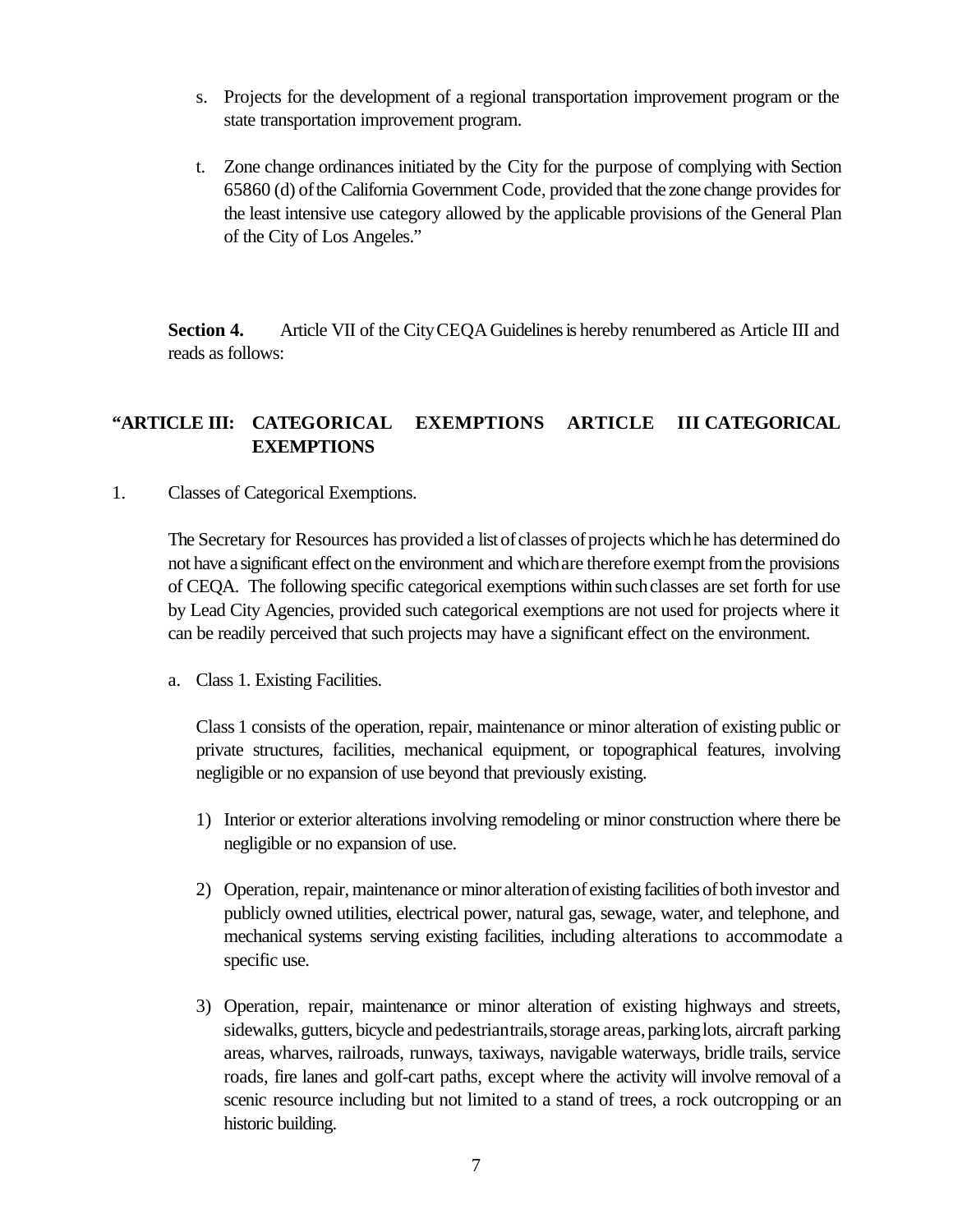s. Projects for the development of a regional transportation improvement program or the state transportation improvement program.

t. Zone change ordinances initiated by the City for the purpose of complying with Section 65860 (d) of the California Government Code, provided that the zone change provides for the least intensive use category allowed by the applicable provisions of the General Plan of the City of Los Angeles."

**Section 4.** Article VII of the City CEQA Guidelines is hereby renumbered as Article III and reads as follows:

**"ARTICLE III: CATEGORICAL EXEMPTIONS ARTICLE III CATEGORICAL EXEMPTIONS**

1. Classes of Categorical Exemptions.

The Secretary for Resources has provided a list of classes of projects which he has determined do not have a significant effect on the environment and which are therefore exempt from the provisions of CEQA. The following specific categorical exemptions within such classes are set forth for use by Lead City Agencies, provided such categorical exemptions are not used for projects where it can be readily perceived that such projects may have a significant effect on the environment.

a. Class 1. Existing Facilities.

Class 1 consists of the operation, repair, maintenance or minor alteration of existing public or private structures, facilities, mechanical equipment, or topographical features, involving negligible or no expansion of use beyond that previously existing.

1) Interior or exterior alterations involving remodeling or minor construction where there be negligible or no expansion of use.

2) Operation, repair, maintenance or minor alteration of existing facilities of both investor and publicly owned utilities, electrical power, natural gas, sewage, water, and telephone, and mechanical systems serving existing facilities, including alterations to accommodate a specific use.

3) Operation, repair, maintenance or minor alteration of existing highways and streets, sidewalks, gutters, bicycle and pedestrian trails, storage areas, parking lots, aircraft parking areas, wharves, railroads, runways, taxiways, navigable waterways, bridle trails, service roads, fire lanes and golf-cart paths, except where the activity will involve removal of a scenic resource including but not limited to a stand of trees, a rock outcropping or an historic building.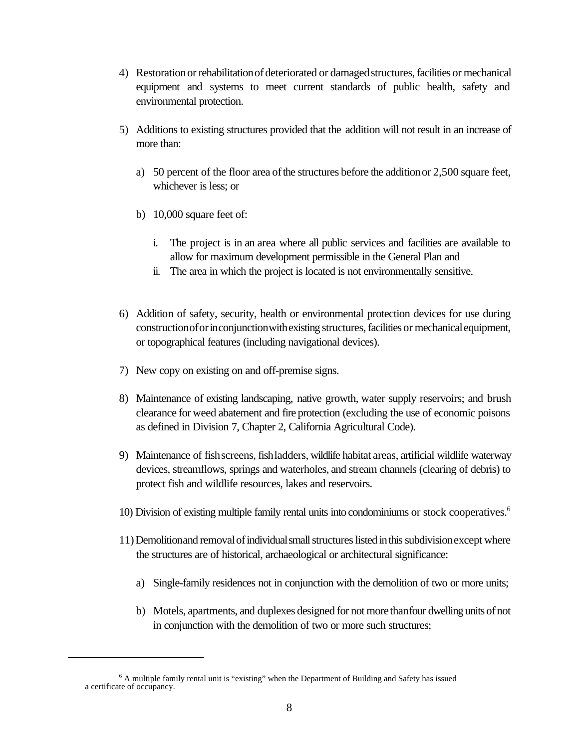4) Restoration or rehabilitation of deteriorated or damaged structures, facilities or mechanical equipment and systems to meet current standards of public health, safety and environmental protection.

5) Additions to existing structures provided that the addition will not result in an increase of more than:

   a) 50 percent of the floor area of the structures before the addition or 2,500 square feet, whichever is less; or

   b) 10,000 square feet of:

      i. The project is in an area where all public services and facilities are available to allow for maximum development permissible in the General Plan and
      ii. The area in which the project is located is not environmentally sensitive.

6) Addition of safety, security, health or environmental protection devices for use during construction of or in conjunction with existing structures, facilities or mechanical equipment, or topographical features (including navigational devices).

7) New copy on existing on and off-premise signs.

8) Maintenance of existing landscaping, native growth, water supply reservoirs; and brush clearance for weed abatement and fire protection (excluding the use of economic poisons as defined in Division 7, Chapter 2, California Agricultural Code).

9) Maintenance of fish screens, fish ladders, wildlife habitat areas, artificial wildlife waterway devices, streamflows, springs and waterholes, and stream channels (clearing of debris) to protect fish and wildlife resources, lakes and reservoirs.

10) Division of existing multiple family rental units into condominiums or stock cooperatives.[6]

11) Demolition and removal of individual small structures listed in this subdivision except where the structures are of historical, archaeological or architectural significance:

    a) Single-family residences not in conjunction with the demolition of two or more units;

    b) Motels, apartments, and duplexes designed for not more than four dwelling units of not in conjunction with the demolition of two or more such structures;

---

[6] A multiple family rental unit is "existing" when the Department of Building and Safety has issued a certificate of occupancy.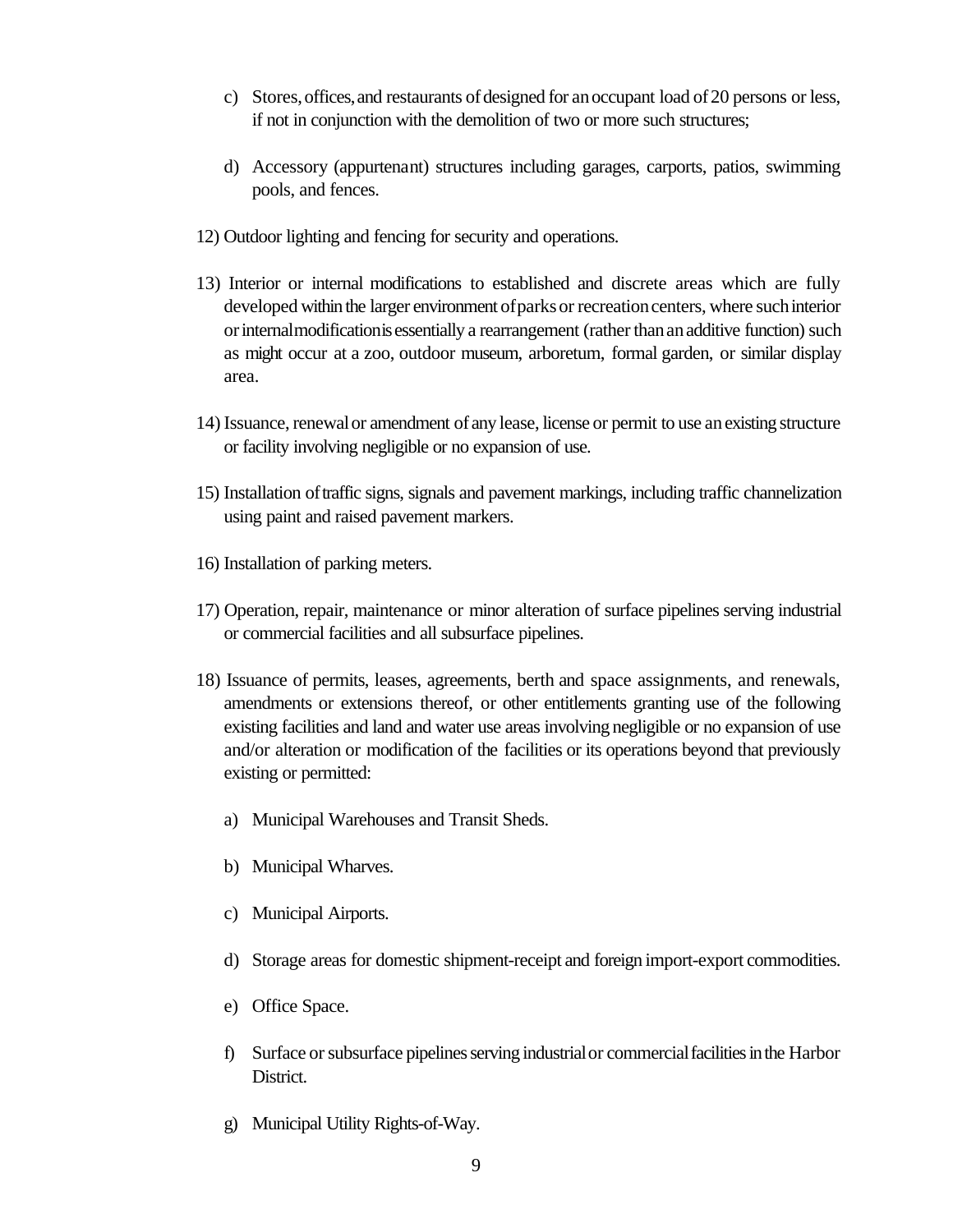c) Stores, offices, and restaurants of designed for an occupant load of 20 persons or less, if not in conjunction with the demolition of two or more such structures;

d) Accessory (appurtenant) structures including garages, carports, patios, swimming pools, and fences.

12) Outdoor lighting and fencing for security and operations.

13) Interior or internal modifications to established and discrete areas which are fully developed within the larger environment of parks or recreation centers, where such interior or internal modification is essentially a rearrangement (rather than an additive function) such as might occur at a zoo, outdoor museum, arboretum, formal garden, or similar display area.

14) Issuance, renewal or amendment of any lease, license or permit to use an existing structure or facility involving negligible or no expansion of use.

15) Installation of traffic signs, signals and pavement markings, including traffic channelization using paint and raised pavement markers.

16) Installation of parking meters.

17) Operation, repair, maintenance or minor alteration of surface pipelines serving industrial or commercial facilities and all subsurface pipelines.

18) Issuance of permits, leases, agreements, berth and space assignments, and renewals, amendments or extensions thereof, or other entitlements granting use of the following existing facilities and land and water use areas involving negligible or no expansion of use and/or alteration or modification of the facilities or its operations beyond that previously existing or permitted:

a) Municipal Warehouses and Transit Sheds.

b) Municipal Wharves.

c) Municipal Airports.

d) Storage areas for domestic shipment-receipt and foreign import-export commodities.

e) Office Space.

f) Surface or subsurface pipelines serving industrial or commercial facilities in the Harbor District.

g) Municipal Utility Rights-of-Way.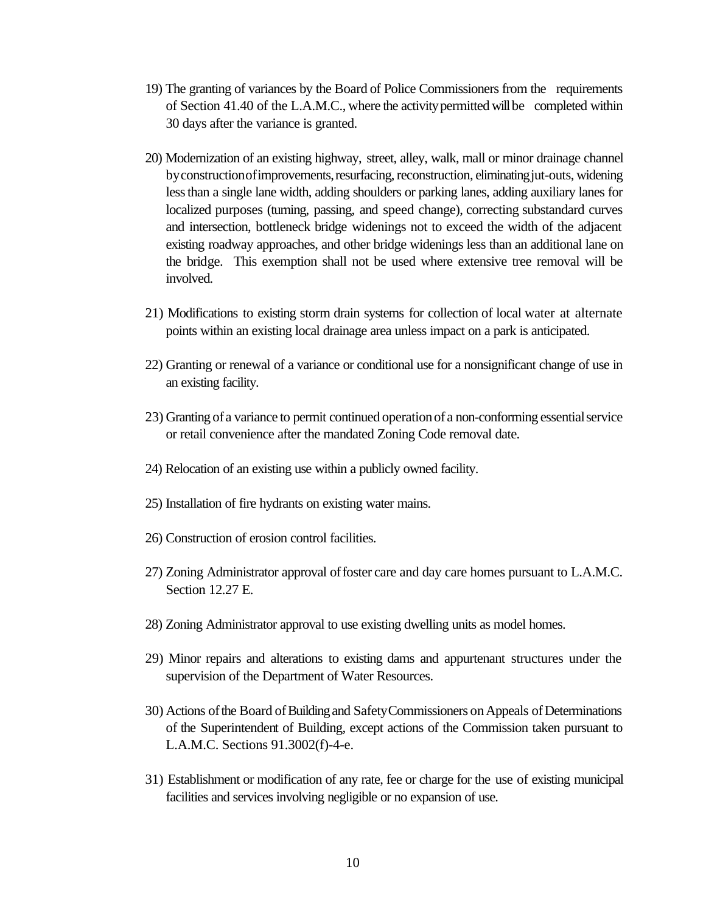19) The granting of variances by the Board of Police Commissioners from the requirements of Section 41.40 of the L.A.M.C., where the activity permitted will be completed within 30 days after the variance is granted.

20) Modernization of an existing highway, street, alley, walk, mall or minor drainage channel by construction of improvements, resurfacing, reconstruction, eliminating jut-outs, widening less than a single lane width, adding shoulders or parking lanes, adding auxiliary lanes for localized purposes (turning, passing, and speed change), correcting substandard curves and intersection, bottleneck bridge widenings not to exceed the width of the adjacent existing roadway approaches, and other bridge widenings less than an additional lane on the bridge. This exemption shall not be used where extensive tree removal will be involved.

21) Modifications to existing storm drain systems for collection of local water at alternate points within an existing local drainage area unless impact on a park is anticipated.

22) Granting or renewal of a variance or conditional use for a nonsignificant change of use in an existing facility.

23) Granting of a variance to permit continued operation of a non-conforming essential service or retail convenience after the mandated Zoning Code removal date.

24) Relocation of an existing use within a publicly owned facility.

25) Installation of fire hydrants on existing water mains.

26) Construction of erosion control facilities.

27) Zoning Administrator approval of foster care and day care homes pursuant to L.A.M.C. Section 12.27 E.

28) Zoning Administrator approval to use existing dwelling units as model homes.

29) Minor repairs and alterations to existing dams and appurtenant structures under the supervision of the Department of Water Resources.

30) Actions of the Board of Building and Safety Commissioners on Appeals of Determinations of the Superintendent of Building, except actions of the Commission taken pursuant to L.A.M.C. Sections 91.3002(f)-4-e.

31) Establishment or modification of any rate, fee or charge for the use of existing municipal facilities and services involving negligible or no expansion of use.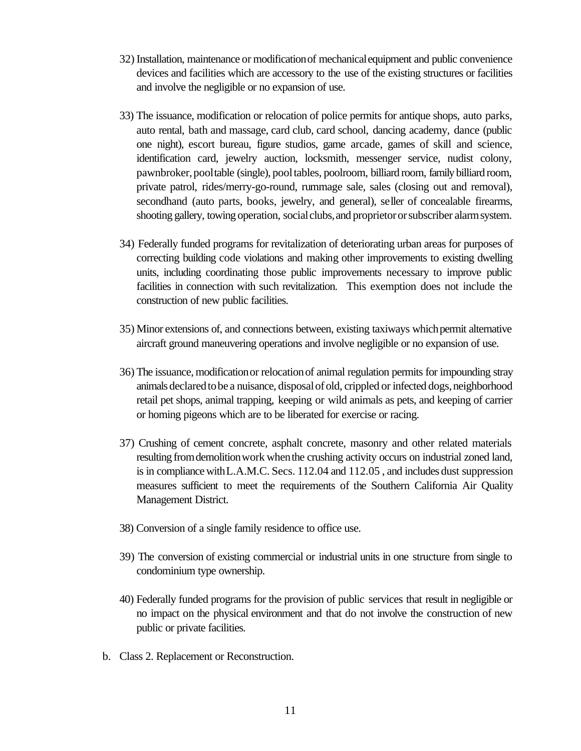32) Installation, maintenance or modification of mechanical equipment and public convenience devices and facilities which are accessory to the use of the existing structures or facilities and involve the negligible or no expansion of use.

33) The issuance, modification or relocation of police permits for antique shops, auto parks, auto rental, bath and massage, card club, card school, dancing academy, dance (public one night), escort bureau, figure studios, game arcade, games of skill and science, identification card, jewelry auction, locksmith, messenger service, nudist colony, pawnbroker, pool table (single), pool tables, poolroom, billiard room, family billiard room, private patrol, rides/merry-go-round, rummage sale, sales (closing out and removal), secondhand (auto parts, books, jewelry, and general), seller of concealable firearms, shooting gallery, towing operation, social clubs, and proprietor or subscriber alarm system.

34) Federally funded programs for revitalization of deteriorating urban areas for purposes of correcting building code violations and making other improvements to existing dwelling units, including coordinating those public improvements necessary to improve public facilities in connection with such revitalization. This exemption does not include the construction of new public facilities.

35) Minor extensions of, and connections between, existing taxiways which permit alternative aircraft ground maneuvering operations and involve negligible or no expansion of use.

36) The issuance, modification or relocation of animal regulation permits for impounding stray animals declared to be a nuisance, disposal of old, crippled or infected dogs, neighborhood retail pet shops, animal trapping, keeping or wild animals as pets, and keeping of carrier or homing pigeons which are to be liberated for exercise or racing.

37) Crushing of cement concrete, asphalt concrete, masonry and other related materials resulting from demolition work when the crushing activity occurs on industrial zoned land, is in compliance with L.A.M.C. Secs. 112.04 and 112.05 , and includes dust suppression measures sufficient to meet the requirements of the Southern California Air Quality Management District.

38) Conversion of a single family residence to office use.

39) The conversion of existing commercial or industrial units in one structure from single to condominium type ownership.

40) Federally funded programs for the provision of public services that result in negligible or no impact on the physical environment and that do not involve the construction of new public or private facilities.

b. Class 2. Replacement or Reconstruction.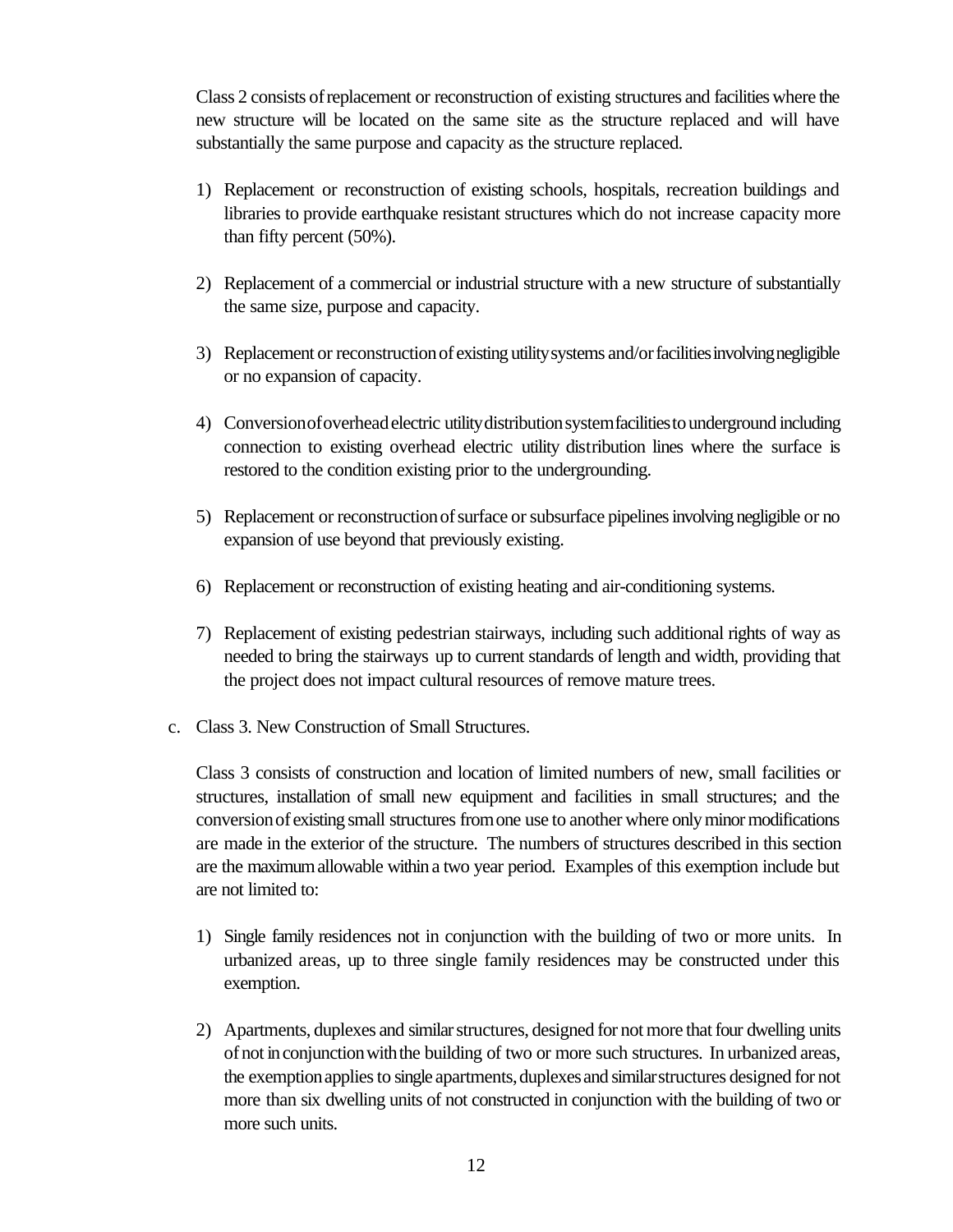Class 2 consists of replacement or reconstruction of existing structures and facilities where the new structure will be located on the same site as the structure replaced and will have substantially the same purpose and capacity as the structure replaced.

1) Replacement or reconstruction of existing schools, hospitals, recreation buildings and libraries to provide earthquake resistant structures which do not increase capacity more than fifty percent (50%).

2) Replacement of a commercial or industrial structure with a new structure of substantially the same size, purpose and capacity.

3) Replacement or reconstruction of existing utility systems and/or facilities involving negligible or no expansion of capacity.

4) Conversion of overhead electric utility distribution system facilities to underground including connection to existing overhead electric utility distribution lines where the surface is restored to the condition existing prior to the undergrounding.

5) Replacement or reconstruction of surface or subsurface pipelines involving negligible or no expansion of use beyond that previously existing.

6) Replacement or reconstruction of existing heating and air-conditioning systems.

7) Replacement of existing pedestrian stairways, including such additional rights of way as needed to bring the stairways up to current standards of length and width, providing that the project does not impact cultural resources of remove mature trees.

c. Class 3. New Construction of Small Structures.

Class 3 consists of construction and location of limited numbers of new, small facilities or structures, installation of small new equipment and facilities in small structures; and the conversion of existing small structures from one use to another where only minor modifications are made in the exterior of the structure. The numbers of structures described in this section are the maximum allowable within a two year period. Examples of this exemption include but are not limited to:

1) Single family residences not in conjunction with the building of two or more units. In urbanized areas, up to three single family residences may be constructed under this exemption.

2) Apartments, duplexes and similar structures, designed for not more that four dwelling units of not in conjunction with the building of two or more such structures. In urbanized areas, the exemption applies to single apartments, duplexes and similar structures designed for not more than six dwelling units of not constructed in conjunction with the building of two or more such units.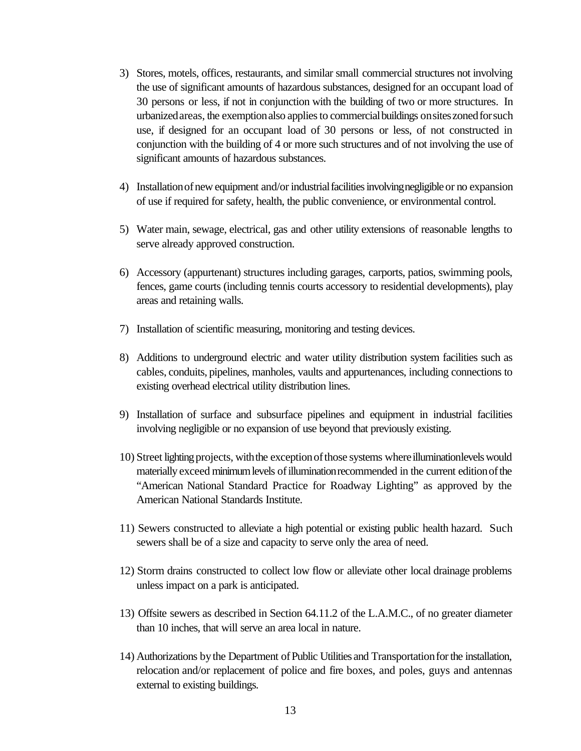3) Stores, motels, offices, restaurants, and similar small commercial structures not involving the use of significant amounts of hazardous substances, designed for an occupant load of 30 persons or less, if not in conjunction with the building of two or more structures. In urbanized areas, the exemption also applies to commercial buildings on sites zoned for such use, if designed for an occupant load of 30 persons or less, of not constructed in conjunction with the building of 4 or more such structures and of not involving the use of significant amounts of hazardous substances.

4) Installation of new equipment and/or industrial facilities involving negligible or no expansion of use if required for safety, health, the public convenience, or environmental control.

5) Water main, sewage, electrical, gas and other utility extensions of reasonable lengths to serve already approved construction.

6) Accessory (appurtenant) structures including garages, carports, patios, swimming pools, fences, game courts (including tennis courts accessory to residential developments), play areas and retaining walls.

7) Installation of scientific measuring, monitoring and testing devices.

8) Additions to underground electric and water utility distribution system facilities such as cables, conduits, pipelines, manholes, vaults and appurtenances, including connections to existing overhead electrical utility distribution lines.

9) Installation of surface and subsurface pipelines and equipment in industrial facilities involving negligible or no expansion of use beyond that previously existing.

10) Street lighting projects, with the exception of those systems where illumination levels would materially exceed minimum levels of illumination recommended in the current edition of the "American National Standard Practice for Roadway Lighting" as approved by the American National Standards Institute.

11) Sewers constructed to alleviate a high potential or existing public health hazard. Such sewers shall be of a size and capacity to serve only the area of need.

12) Storm drains constructed to collect low flow or alleviate other local drainage problems unless impact on a park is anticipated.

13) Offsite sewers as described in Section 64.11.2 of the L.A.M.C., of no greater diameter than 10 inches, that will serve an area local in nature.

14) Authorizations by the Department of Public Utilities and Transportation for the installation, relocation and/or replacement of police and fire boxes, and poles, guys and antennas external to existing buildings.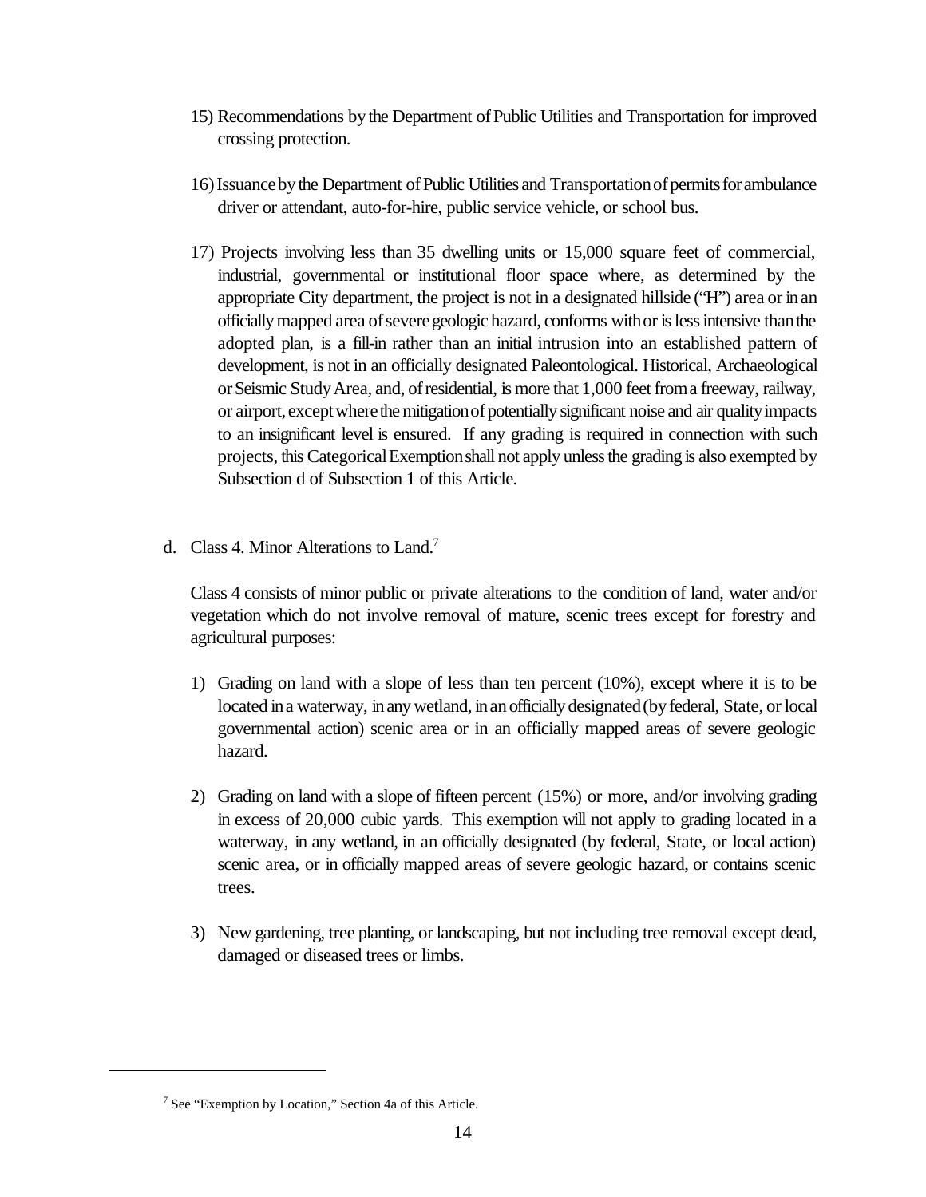15) Recommendations by the Department of Public Utilities and Transportation for improved crossing protection.

16) Issuance by the Department of Public Utilities and Transportation of permits for ambulance driver or attendant, auto-for-hire, public service vehicle, or school bus.

17) Projects involving less than 35 dwelling units or 15,000 square feet of commercial, industrial, governmental or institutional floor space where, as determined by the appropriate City department, the project is not in a designated hillside ("H") area or in an officially mapped area of severe geologic hazard, conforms with or is less intensive than the adopted plan, is a fill-in rather than an initial intrusion into an established pattern of development, is not in an officially designated Paleontological. Historical, Archaeological or Seismic Study Area, and, of residential, is more that 1,000 feet from a freeway, railway, or airport, except where the mitigation of potentially significant noise and air quality impacts to an insignificant level is ensured. If any grading is required in connection with such projects, this Categorical Exemption shall not apply unless the grading is also exempted by Subsection d of Subsection 1 of this Article.

d. Class 4. Minor Alterations to Land.[7]

Class 4 consists of minor public or private alterations to the condition of land, water and/or vegetation which do not involve removal of mature, scenic trees except for forestry and agricultural purposes:

1) Grading on land with a slope of less than ten percent (10%), except where it is to be located in a waterway, in any wetland, in an officially designated (by federal, State, or local governmental action) scenic area or in an officially mapped areas of severe geologic hazard.

2) Grading on land with a slope of fifteen percent (15%) or more, and/or involving grading in excess of 20,000 cubic yards. This exemption will not apply to grading located in a waterway, in any wetland, in an officially designated (by federal, State, or local action) scenic area, or in officially mapped areas of severe geologic hazard, or contains scenic trees.

3) New gardening, tree planting, or landscaping, but not including tree removal except dead, damaged or diseased trees or limbs.

[7] See "Exemption by Location," Section 4a of this Article.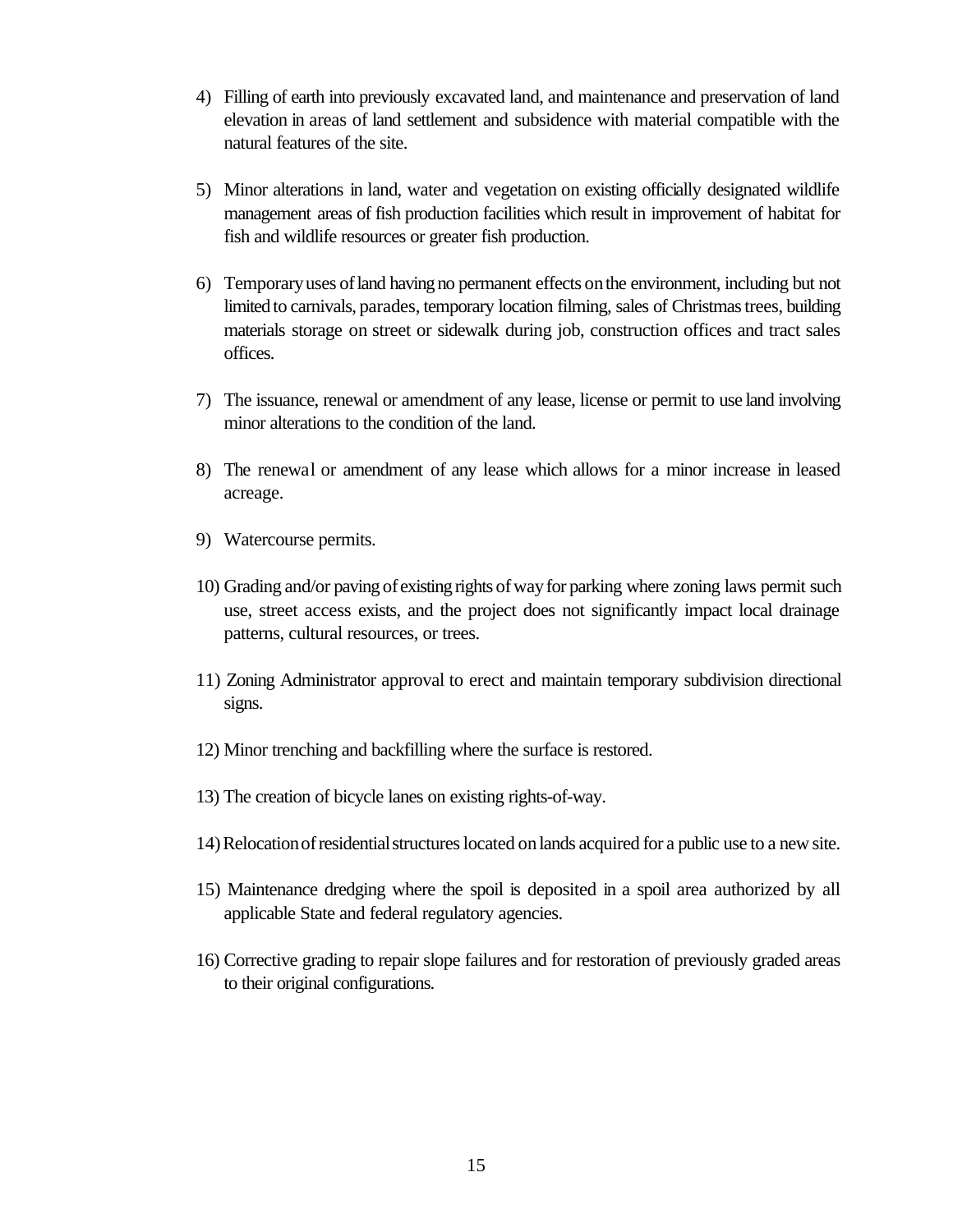4) Filling of earth into previously excavated land, and maintenance and preservation of land elevation in areas of land settlement and subsidence with material compatible with the natural features of the site.

5) Minor alterations in land, water and vegetation on existing officially designated wildlife management areas of fish production facilities which result in improvement of habitat for fish and wildlife resources or greater fish production.

6) Temporary uses of land having no permanent effects on the environment, including but not limited to carnivals, parades, temporary location filming, sales of Christmas trees, building materials storage on street or sidewalk during job, construction offices and tract sales offices.

7) The issuance, renewal or amendment of any lease, license or permit to use land involving minor alterations to the condition of the land.

8) The renewal or amendment of any lease which allows for a minor increase in leased acreage.

9) Watercourse permits.

10) Grading and/or paving of existing rights of way for parking where zoning laws permit such use, street access exists, and the project does not significantly impact local drainage patterns, cultural resources, or trees.

11) Zoning Administrator approval to erect and maintain temporary subdivision directional signs.

12) Minor trenching and backfilling where the surface is restored.

13) The creation of bicycle lanes on existing rights-of-way.

14) Relocation of residential structures located on lands acquired for a public use to a new site.

15) Maintenance dredging where the spoil is deposited in a spoil area authorized by all applicable State and federal regulatory agencies.

16) Corrective grading to repair slope failures and for restoration of previously graded areas to their original configurations.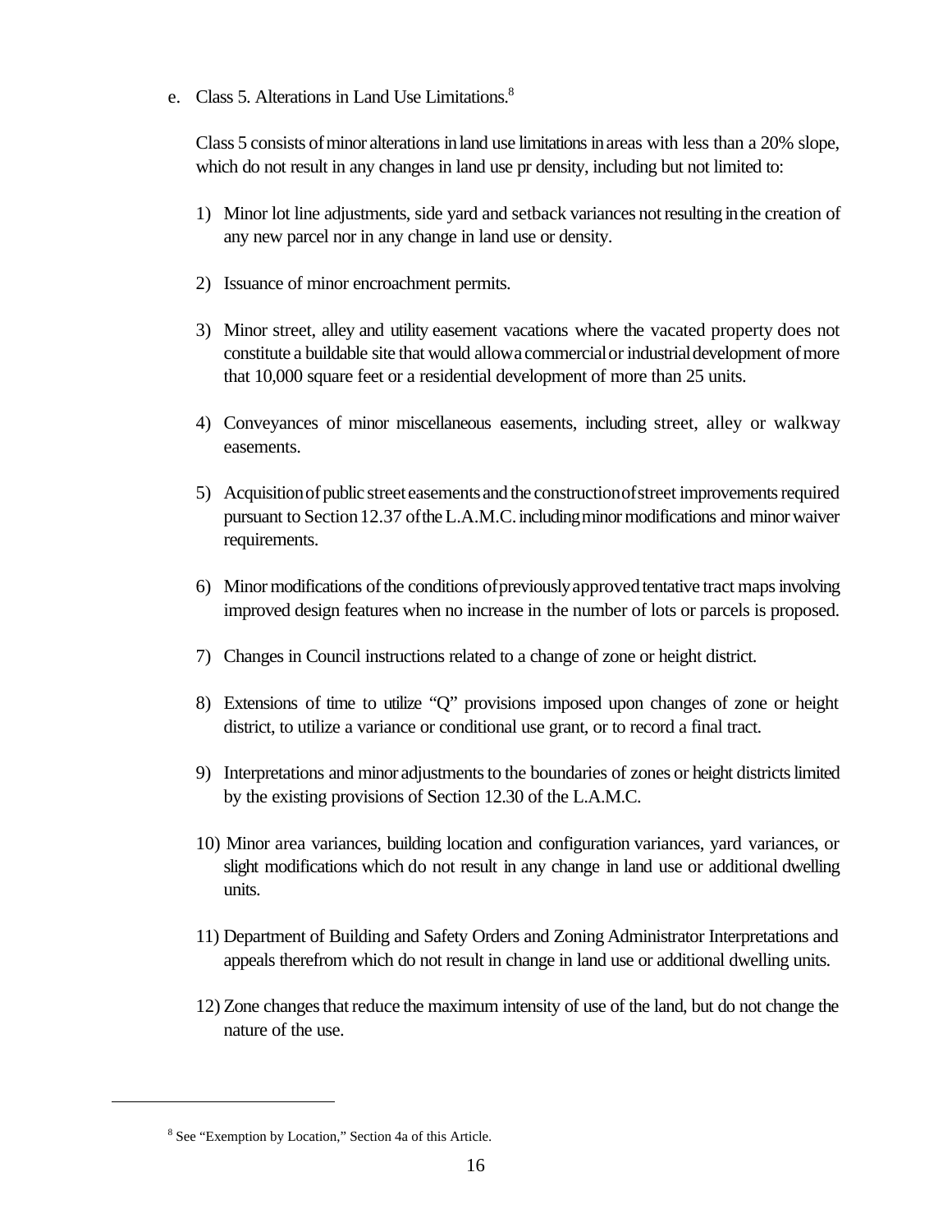e. Class 5. Alterations in Land Use Limitations.[8]

Class 5 consists of minor alterations in land use limitations in areas with less than a 20% slope, which do not result in any changes in land use pr density, including but not limited to:

1) Minor lot line adjustments, side yard and setback variances not resulting in the creation of any new parcel nor in any change in land use or density.

2) Issuance of minor encroachment permits.

3) Minor street, alley and utility easement vacations where the vacated property does not constitute a buildable site that would allow a commercial or industrial development of more that 10,000 square feet or a residential development of more than 25 units.

4) Conveyances of minor miscellaneous easements, including street, alley or walkway easements.

5) Acquisition of public street easements and the construction of street improvements required pursuant to Section 12.37 of the L.A.M.C. including minor modifications and minor waiver requirements.

6) Minor modifications of the conditions of previously approved tentative tract maps involving improved design features when no increase in the number of lots or parcels is proposed.

7) Changes in Council instructions related to a change of zone or height district.

8) Extensions of time to utilize "Q" provisions imposed upon changes of zone or height district, to utilize a variance or conditional use grant, or to record a final tract.

9) Interpretations and minor adjustments to the boundaries of zones or height districts limited by the existing provisions of Section 12.30 of the L.A.M.C.

10) Minor area variances, building location and configuration variances, yard variances, or slight modifications which do not result in any change in land use or additional dwelling units.

11) Department of Building and Safety Orders and Zoning Administrator Interpretations and appeals therefrom which do not result in change in land use or additional dwelling units.

12) Zone changes that reduce the maximum intensity of use of the land, but do not change the nature of the use.

---

[8] See "Exemption by Location," Section 4a of this Article.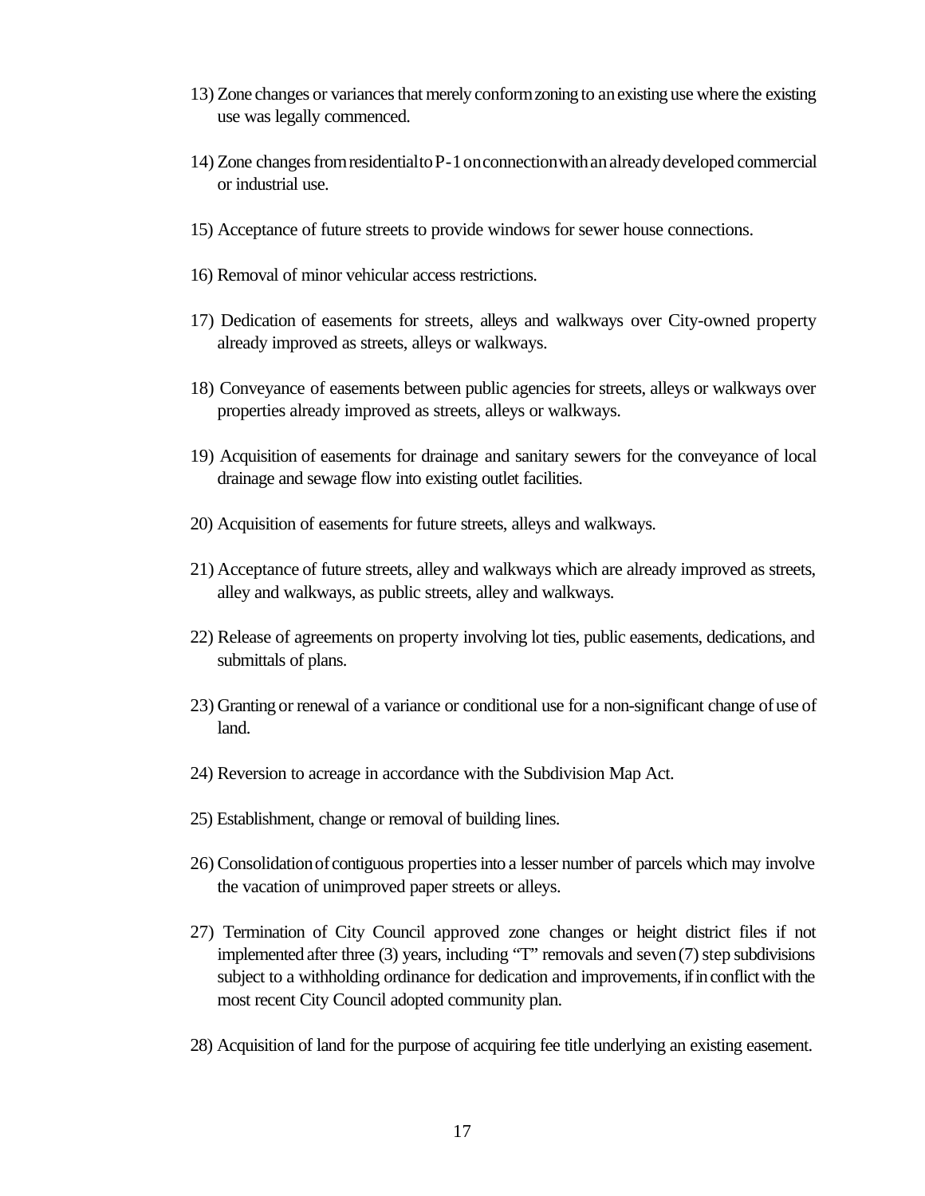13) Zone changes or variances that merely conform zoning to an existing use where the existing use was legally commenced.

14) Zone changes from residential to P-1 on connection with an already developed commercial or industrial use.

15) Acceptance of future streets to provide windows for sewer house connections.

16) Removal of minor vehicular access restrictions.

17) Dedication of easements for streets, alleys and walkways over City-owned property already improved as streets, alleys or walkways.

18) Conveyance of easements between public agencies for streets, alleys or walkways over properties already improved as streets, alleys or walkways.

19) Acquisition of easements for drainage and sanitary sewers for the conveyance of local drainage and sewage flow into existing outlet facilities.

20) Acquisition of easements for future streets, alleys and walkways.

21) Acceptance of future streets, alley and walkways which are already improved as streets, alley and walkways, as public streets, alley and walkways.

22) Release of agreements on property involving lot ties, public easements, dedications, and submittals of plans.

23) Granting or renewal of a variance or conditional use for a non-significant change of use of land.

24) Reversion to acreage in accordance with the Subdivision Map Act.

25) Establishment, change or removal of building lines.

26) Consolidation of contiguous properties into a lesser number of parcels which may involve the vacation of unimproved paper streets or alleys.

27) Termination of City Council approved zone changes or height district files if not implemented after three (3) years, including "T" removals and seven (7) step subdivisions subject to a withholding ordinance for dedication and improvements, if in conflict with the most recent City Council adopted community plan.

28) Acquisition of land for the purpose of acquiring fee title underlying an existing easement.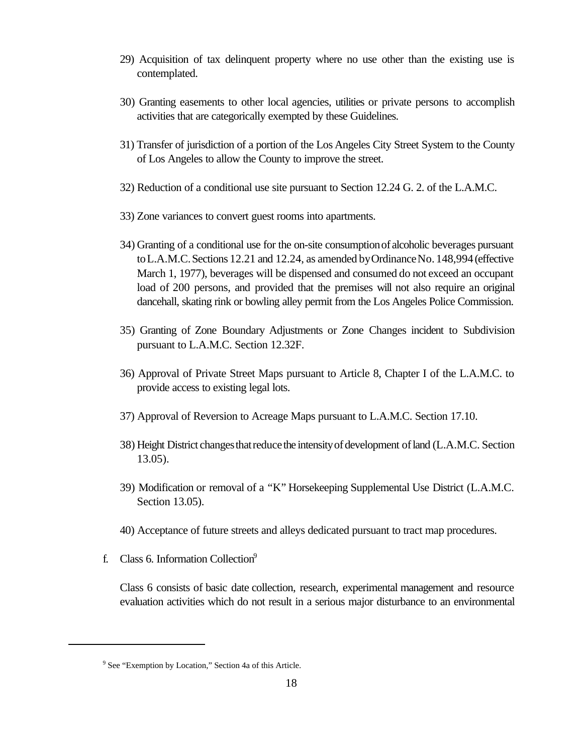29) Acquisition of tax delinquent property where no use other than the existing use is contemplated.

30) Granting easements to other local agencies, utilities or private persons to accomplish activities that are categorically exempted by these Guidelines.

31) Transfer of jurisdiction of a portion of the Los Angeles City Street System to the County of Los Angeles to allow the County to improve the street.

32) Reduction of a conditional use site pursuant to Section 12.24 G. 2. of the L.A.M.C.

33) Zone variances to convert guest rooms into apartments.

34) Granting of a conditional use for the on-site consumption of alcoholic beverages pursuant to L.A.M.C. Sections 12.21 and 12.24, as amended by Ordinance No. 148,994 (effective March 1, 1977), beverages will be dispensed and consumed do not exceed an occupant load of 200 persons, and provided that the premises will not also require an original dancehall, skating rink or bowling alley permit from the Los Angeles Police Commission.

35) Granting of Zone Boundary Adjustments or Zone Changes incident to Subdivision pursuant to L.A.M.C. Section 12.32F.

36) Approval of Private Street Maps pursuant to Article 8, Chapter I of the L.A.M.C. to provide access to existing legal lots.

37) Approval of Reversion to Acreage Maps pursuant to L.A.M.C. Section 17.10.

38) Height District changes that reduce the intensity of development of land (L.A.M.C. Section 13.05).

39) Modification or removal of a "K" Horsekeeping Supplemental Use District (L.A.M.C. Section 13.05).

40) Acceptance of future streets and alleys dedicated pursuant to tract map procedures.

f. Class 6. Information Collection[9]

Class 6 consists of basic date collection, research, experimental management and resource evaluation activities which do not result in a serious major disturbance to an environmental

---

[9] See "Exemption by Location," Section 4a of this Article.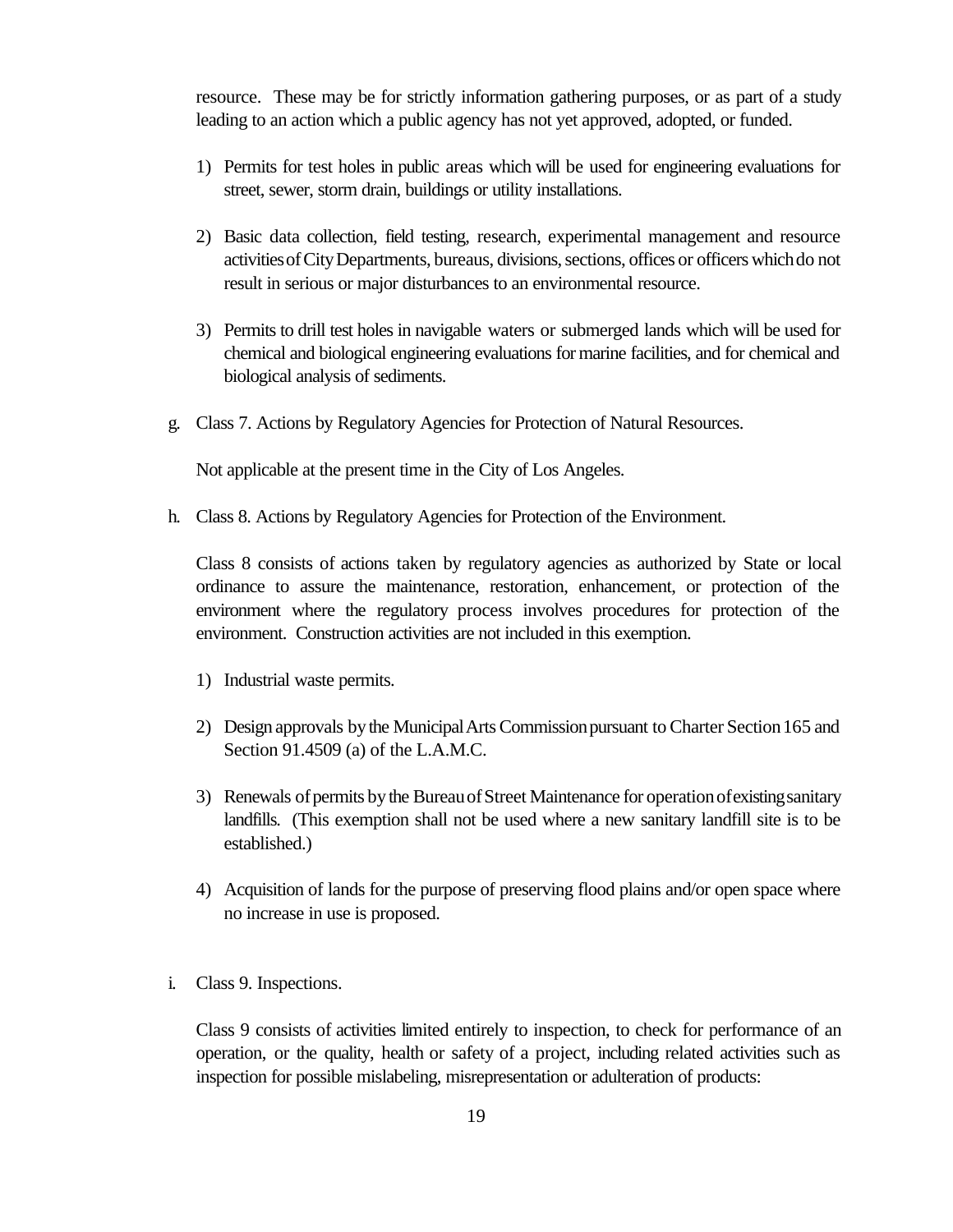resource. These may be for strictly information gathering purposes, or as part of a study leading to an action which a public agency has not yet approved, adopted, or funded.

1) Permits for test holes in public areas which will be used for engineering evaluations for street, sewer, storm drain, buildings or utility installations.

2) Basic data collection, field testing, research, experimental management and resource activities of City Departments, bureaus, divisions, sections, offices or officers which do not result in serious or major disturbances to an environmental resource.

3) Permits to drill test holes in navigable waters or submerged lands which will be used for chemical and biological engineering evaluations for marine facilities, and for chemical and biological analysis of sediments.

g. Class 7. Actions by Regulatory Agencies for Protection of Natural Resources.

Not applicable at the present time in the City of Los Angeles.

h. Class 8. Actions by Regulatory Agencies for Protection of the Environment.

Class 8 consists of actions taken by regulatory agencies as authorized by State or local ordinance to assure the maintenance, restoration, enhancement, or protection of the environment where the regulatory process involves procedures for protection of the environment. Construction activities are not included in this exemption.

1) Industrial waste permits.

2) Design approvals by the Municipal Arts Commission pursuant to Charter Section 165 and Section 91.4509 (a) of the L.A.M.C.

3) Renewals of permits by the Bureau of Street Maintenance for operation of existing sanitary landfills. (This exemption shall not be used where a new sanitary landfill site is to be established.)

4) Acquisition of lands for the purpose of preserving flood plains and/or open space where no increase in use is proposed.

i. Class 9. Inspections.

Class 9 consists of activities limited entirely to inspection, to check for performance of an operation, or the quality, health or safety of a project, including related activities such as inspection for possible mislabeling, misrepresentation or adulteration of products: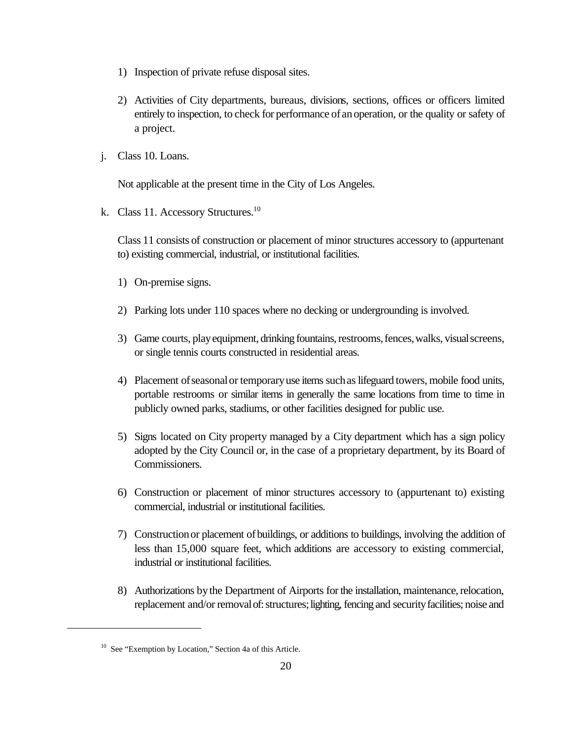1) Inspection of private refuse disposal sites.

2) Activities of City departments, bureaus, divisions, sections, offices or officers limited entirely to inspection, to check for performance of an operation, or the quality or safety of a project.

j. Class 10. Loans.

Not applicable at the present time in the City of Los Angeles.

k. Class 11. Accessory Structures.[10]

Class 11 consists of construction or placement of minor structures accessory to (appurtenant to) existing commercial, industrial, or institutional facilities.

1) On-premise signs.

2) Parking lots under 110 spaces where no decking or undergrounding is involved.

3) Game courts, play equipment, drinking fountains, restrooms, fences, walks, visual screens, or single tennis courts constructed in residential areas.

4) Placement of seasonal or temporary use items such as lifeguard towers, mobile food units, portable restrooms or similar items in generally the same locations from time to time in publicly owned parks, stadiums, or other facilities designed for public use.

5) Signs located on City property managed by a City department which has a sign policy adopted by the City Council or, in the case of a proprietary department, by its Board of Commissioners.

6) Construction or placement of minor structures accessory to (appurtenant to) existing commercial, industrial or institutional facilities.

7) Construction or placement of buildings, or additions to buildings, involving the addition of less than 15,000 square feet, which additions are accessory to existing commercial, industrial or institutional facilities.

8) Authorizations by the Department of Airports for the installation, maintenance, relocation, replacement and/or removal of: structures; lighting, fencing and security facilities; noise and

---

[10] See "Exemption by Location," Section 4a of this Article.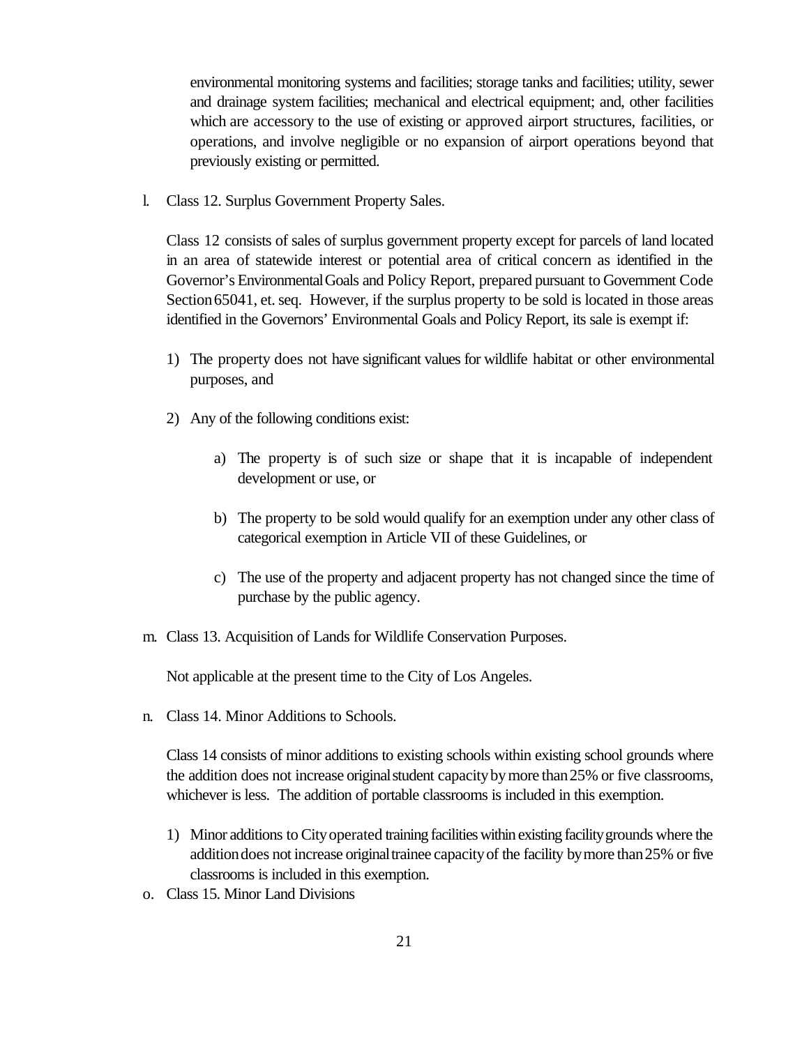environmental monitoring systems and facilities; storage tanks and facilities; utility, sewer and drainage system facilities; mechanical and electrical equipment; and, other facilities which are accessory to the use of existing or approved airport structures, facilities, or operations, and involve negligible or no expansion of airport operations beyond that previously existing or permitted.

l. Class 12. Surplus Government Property Sales.

   Class 12 consists of sales of surplus government property except for parcels of land located in an area of statewide interest or potential area of critical concern as identified in the Governor's Environmental Goals and Policy Report, prepared pursuant to Government Code Section 65041, et. seq. However, if the surplus property to be sold is located in those areas identified in the Governors' Environmental Goals and Policy Report, its sale is exempt if:

   1) The property does not have significant values for wildlife habitat or other environmental purposes, and

   2) Any of the following conditions exist:

      a) The property is of such size or shape that it is incapable of independent development or use, or

      b) The property to be sold would qualify for an exemption under any other class of categorical exemption in Article VII of these Guidelines, or

      c) The use of the property and adjacent property has not changed since the time of purchase by the public agency.

m. Class 13. Acquisition of Lands for Wildlife Conservation Purposes.

   Not applicable at the present time to the City of Los Angeles.

n. Class 14. Minor Additions to Schools.

   Class 14 consists of minor additions to existing schools within existing school grounds where the addition does not increase original student capacity by more than 25% or five classrooms, whichever is less. The addition of portable classrooms is included in this exemption.

   1) Minor additions to City operated training facilities within existing facility grounds where the addition does not increase original trainee capacity of the facility by more than 25% or five classrooms is included in this exemption.

o. Class 15. Minor Land Divisions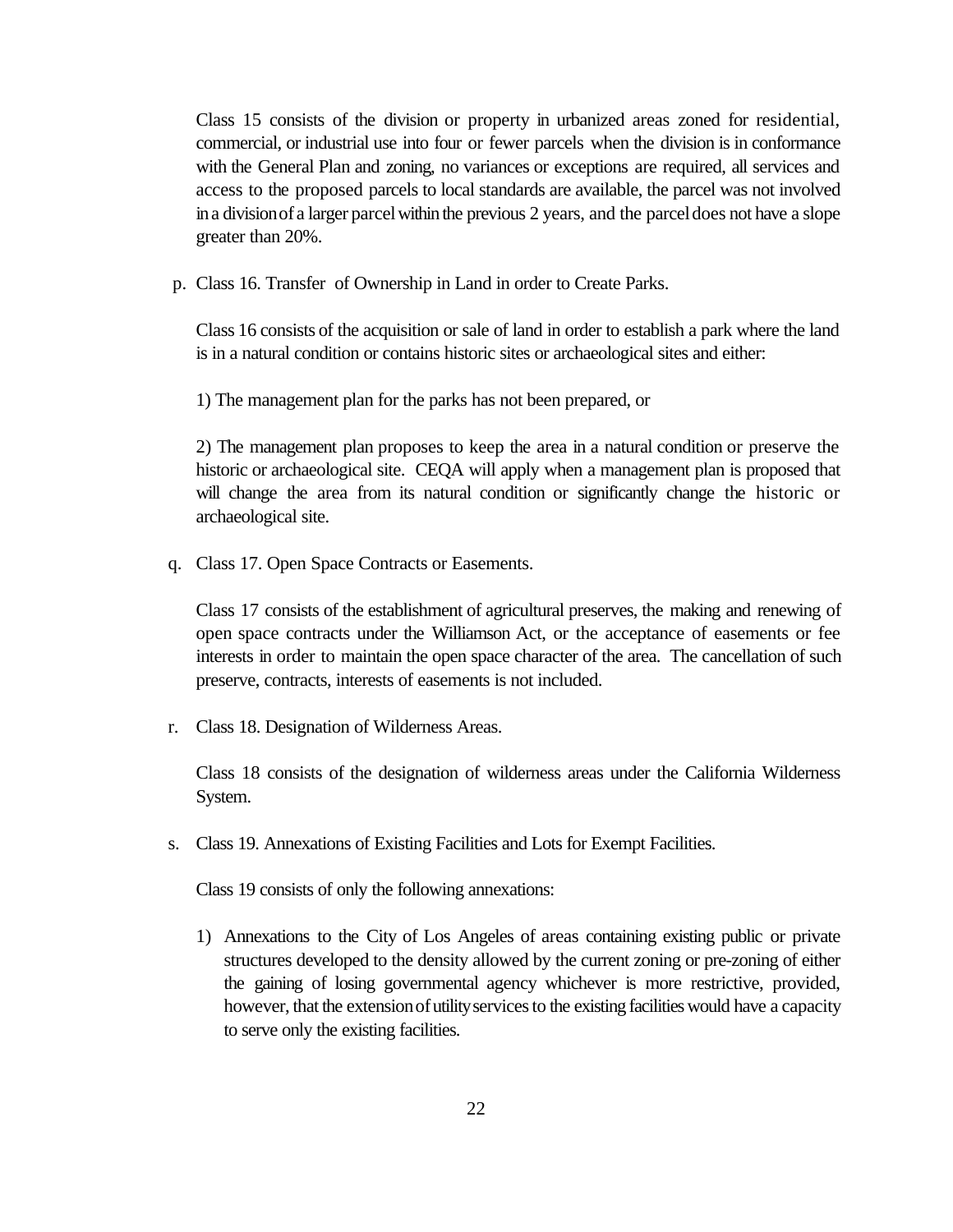Class 15 consists of the division or property in urbanized areas zoned for residential, commercial, or industrial use into four or fewer parcels when the division is in conformance with the General Plan and zoning, no variances or exceptions are required, all services and access to the proposed parcels to local standards are available, the parcel was not involved in a division of a larger parcel within the previous 2 years, and the parcel does not have a slope greater than 20%.

p. Class 16. Transfer of Ownership in Land in order to Create Parks.

Class 16 consists of the acquisition or sale of land in order to establish a park where the land is in a natural condition or contains historic sites or archaeological sites and either:

1) The management plan for the parks has not been prepared, or

2) The management plan proposes to keep the area in a natural condition or preserve the historic or archaeological site. CEQA will apply when a management plan is proposed that will change the area from its natural condition or significantly change the historic or archaeological site.

q. Class 17. Open Space Contracts or Easements.

Class 17 consists of the establishment of agricultural preserves, the making and renewing of open space contracts under the Williamson Act, or the acceptance of easements or fee interests in order to maintain the open space character of the area. The cancellation of such preserve, contracts, interests of easements is not included.

r. Class 18. Designation of Wilderness Areas.

Class 18 consists of the designation of wilderness areas under the California Wilderness System.

s. Class 19. Annexations of Existing Facilities and Lots for Exempt Facilities.

Class 19 consists of only the following annexations:

1) Annexations to the City of Los Angeles of areas containing existing public or private structures developed to the density allowed by the current zoning or pre-zoning of either the gaining of losing governmental agency whichever is more restrictive, provided, however, that the extension of utility services to the existing facilities would have a capacity to serve only the existing facilities.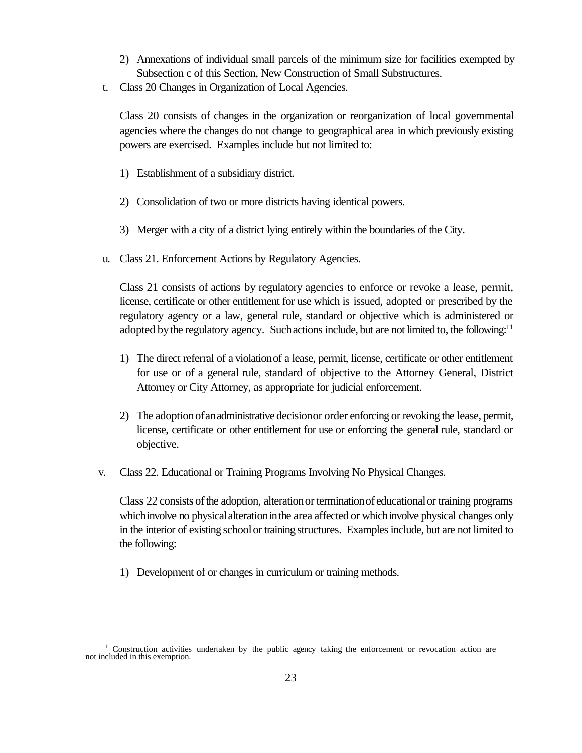2) Annexations of individual small parcels of the minimum size for facilities exempted by Subsection c of this Section, New Construction of Small Substructures.

t. Class 20 Changes in Organization of Local Agencies.

Class 20 consists of changes in the organization or reorganization of local governmental agencies where the changes do not change to geographical area in which previously existing powers are exercised. Examples include but not limited to:

1) Establishment of a subsidiary district.

2) Consolidation of two or more districts having identical powers.

3) Merger with a city of a district lying entirely within the boundaries of the City.

u. Class 21. Enforcement Actions by Regulatory Agencies.

Class 21 consists of actions by regulatory agencies to enforce or revoke a lease, permit, license, certificate or other entitlement for use which is issued, adopted or prescribed by the regulatory agency or a law, general rule, standard or objective which is administered or adopted by the regulatory agency. Such actions include, but are not limited to, the following:[11]

1) The direct referral of a violation of a lease, permit, license, certificate or other entitlement for use or of a general rule, standard of objective to the Attorney General, District Attorney or City Attorney, as appropriate for judicial enforcement.

2) The adoption of an administrative decision or order enforcing or revoking the lease, permit, license, certificate or other entitlement for use or enforcing the general rule, standard or objective.

v. Class 22. Educational or Training Programs Involving No Physical Changes.

Class 22 consists of the adoption, alteration or termination of educational or training programs which involve no physical alteration in the area affected or which involve physical changes only in the interior of existing school or training structures. Examples include, but are not limited to the following:

1) Development of or changes in curriculum or training methods.

---

[11] Construction activities undertaken by the public agency taking the enforcement or revocation action are not included in this exemption.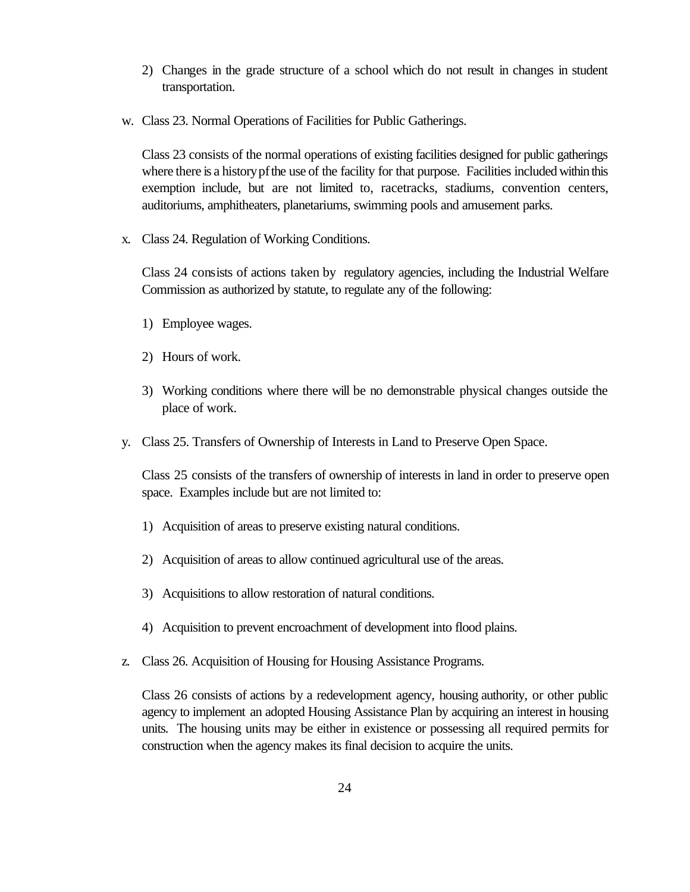2) Changes in the grade structure of a school which do not result in changes in student transportation.

w. Class 23. Normal Operations of Facilities for Public Gatherings.

Class 23 consists of the normal operations of existing facilities designed for public gatherings where there is a history pf the use of the facility for that purpose. Facilities included within this exemption include, but are not limited to, racetracks, stadiums, convention centers, auditoriums, amphitheaters, planetariums, swimming pools and amusement parks.

x. Class 24. Regulation of Working Conditions.

Class 24 consists of actions taken by regulatory agencies, including the Industrial Welfare Commission as authorized by statute, to regulate any of the following:

1) Employee wages.

2) Hours of work.

3) Working conditions where there will be no demonstrable physical changes outside the place of work.

y. Class 25. Transfers of Ownership of Interests in Land to Preserve Open Space.

Class 25 consists of the transfers of ownership of interests in land in order to preserve open space. Examples include but are not limited to:

1) Acquisition of areas to preserve existing natural conditions.

2) Acquisition of areas to allow continued agricultural use of the areas.

3) Acquisitions to allow restoration of natural conditions.

4) Acquisition to prevent encroachment of development into flood plains.

z. Class 26. Acquisition of Housing for Housing Assistance Programs.

Class 26 consists of actions by a redevelopment agency, housing authority, or other public agency to implement an adopted Housing Assistance Plan by acquiring an interest in housing units. The housing units may be either in existence or possessing all required permits for construction when the agency makes its final decision to acquire the units.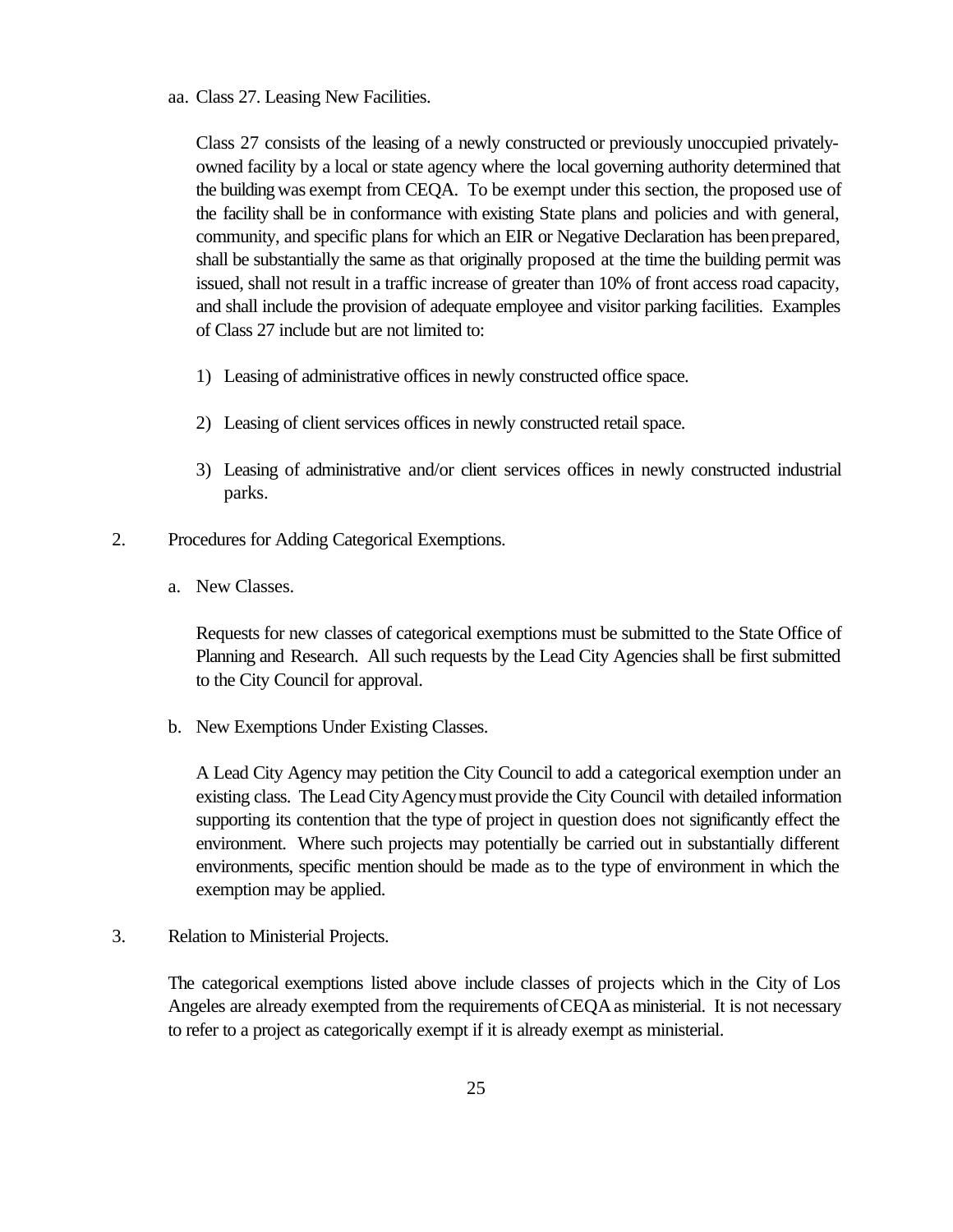aa. Class 27. Leasing New Facilities.

Class 27 consists of the leasing of a newly constructed or previously unoccupied privately-owned facility by a local or state agency where the local governing authority determined that the building was exempt from CEQA. To be exempt under this section, the proposed use of the facility shall be in conformance with existing State plans and policies and with general, community, and specific plans for which an EIR or Negative Declaration has been prepared, shall be substantially the same as that originally proposed at the time the building permit was issued, shall not result in a traffic increase of greater than 10% of front access road capacity, and shall include the provision of adequate employee and visitor parking facilities. Examples of Class 27 include but are not limited to:

1) Leasing of administrative offices in newly constructed office space.

2) Leasing of client services offices in newly constructed retail space.

3) Leasing of administrative and/or client services offices in newly constructed industrial parks.

2. Procedures for Adding Categorical Exemptions.

a. New Classes.

Requests for new classes of categorical exemptions must be submitted to the State Office of Planning and Research. All such requests by the Lead City Agencies shall be first submitted to the City Council for approval.

b. New Exemptions Under Existing Classes.

A Lead City Agency may petition the City Council to add a categorical exemption under an existing class. The Lead City Agency must provide the City Council with detailed information supporting its contention that the type of project in question does not significantly effect the environment. Where such projects may potentially be carried out in substantially different environments, specific mention should be made as to the type of environment in which the exemption may be applied.

3. Relation to Ministerial Projects.

The categorical exemptions listed above include classes of projects which in the City of Los Angeles are already exempted from the requirements of CEQA as ministerial. It is not necessary to refer to a project as categorically exempt if it is already exempt as ministerial.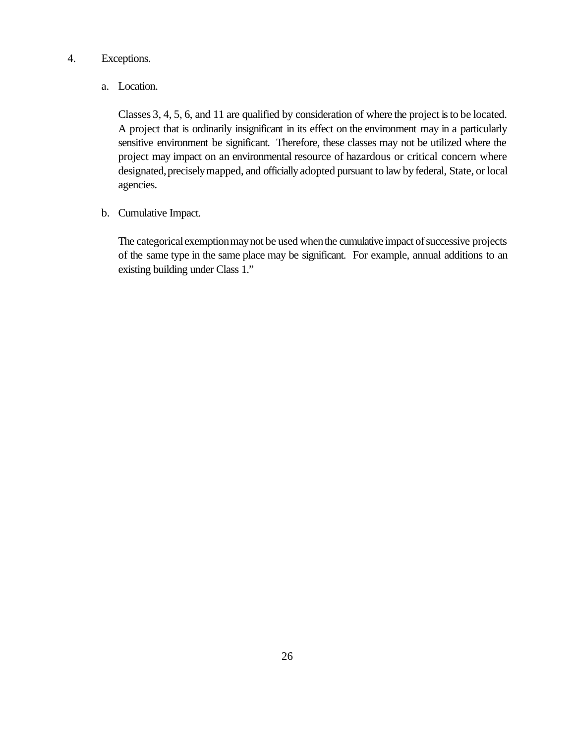4. Exceptions.

   a. Location.

      Classes 3, 4, 5, 6, and 11 are qualified by consideration of where the project is to be located. A project that is ordinarily insignificant in its effect on the environment may in a particularly sensitive environment be significant. Therefore, these classes may not be utilized where the project may impact on an environmental resource of hazardous or critical concern where designated, precisely mapped, and officially adopted pursuant to law by federal, State, or local agencies.

   b. Cumulative Impact.

      The categorical exemption may not be used when the cumulative impact of successive projects of the same type in the same place may be significant. For example, annual additions to an existing building under Class 1."